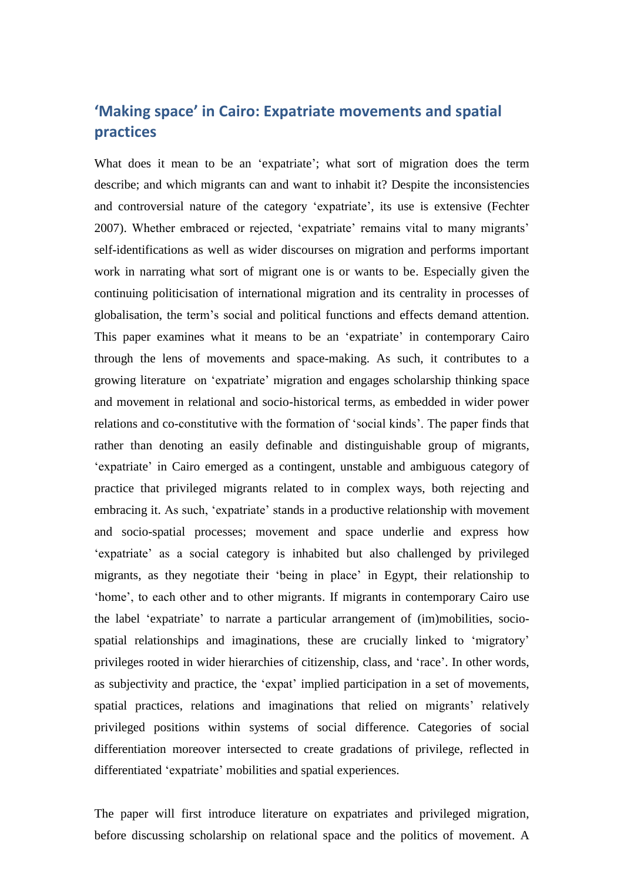## 'Making space' in Cairo: Expatriate movements and spatial practices

What does it mean to be an 'expatriate'; what sort of migration does the term describe; and which migrants can and want to inhabit it? Despite the inconsistencies and controversial nature of the category 'expatriate', its use is extensive (Fechter 2007). Whether embraced or rejected, 'expatriate' remains vital to many migrants' self-identifications as well as wider discourses on migration and performs important work in narrating what sort of migrant one is or wants to be. Especially given the continuing politicisation of international migration and its centrality in processes of globalisation, the term's social and political functions and effects demand attention. This paper examines what it means to be an 'expatriate' in contemporary Cairo through the lens of movements and space-making. As such, it contributes to a growing literature on 'expatriate' migration and engages scholarship thinking space and movement in relational and socio-historical terms, as embedded in wider power relations and co-constitutive with the formation of 'social kinds'. The paper finds that rather than denoting an easily definable and distinguishable group of migrants, 'expatriate' in Cairo emerged as a contingent, unstable and ambiguous category of practice that privileged migrants related to in complex ways, both rejecting and embracing it. As such, 'expatriate' stands in a productive relationship with movement and socio-spatial processes; movement and space underlie and express how 'expatriate' as a social category is inhabited but also challenged by privileged migrants, as they negotiate their 'being in place' in Egypt, their relationship to 'home', to each other and to other migrants. If migrants in contemporary Cairo use the label 'expatriate' to narrate a particular arrangement of (im)mobilities, socio-spatial relationships and imaginations, these are crucially linked to 'migratory' privileges rooted in wider hierarchies of citizenship, class, and 'race'. In other words, as subjectivity and practice, the 'expat' implied participation in a set of movements, spatial practices, relations and imaginations that relied on migrants' relatively privileged positions within systems of social difference. Categories of social differentiation moreover intersected to create gradations of privilege, reflected in differentiated 'expatriate' mobilities and spatial experiences.

The paper will first introduce literature on expatriates and privileged migration, before discussing scholarship on relational space and the politics of movement. A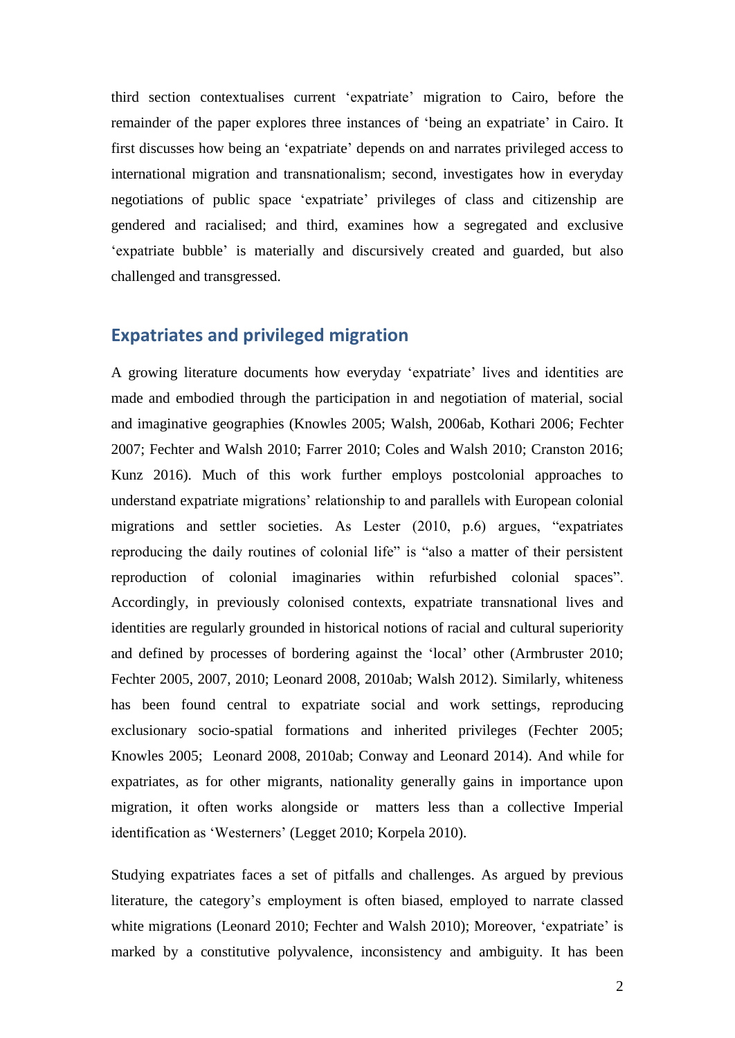third section contextualises current ‘expatriate’ migration to Cairo, before the remainder of the paper explores three instances of ‘being an expatriate’ in Cairo. It first discusses how being an ‘expatriate’ depends on and narrates privileged access to international migration and transnationalism; second, investigates how in everyday negotiations of public space ‘expatriate’ privileges of class and citizenship are gendered and racialised; and third, examines how a segregated and exclusive ‘expatriate bubble’ is materially and discursively created and guarded, but also challenged and transgressed.

## Expatriates and privileged migration

A growing literature documents how everyday ‘expatriate’ lives and identities are made and embodied through the participation in and negotiation of material, social and imaginative geographies (Knowles 2005; Walsh, 2006ab, Kothari 2006; Fechter 2007; Fechter and Walsh 2010; Farrer 2010; Coles and Walsh 2010; Cranston 2016; Kunz 2016). Much of this work further employs postcolonial approaches to understand expatriate migrations’ relationship to and parallels with European colonial migrations and settler societies. As Lester (2010, p.6) argues, “expatriates reproducing the daily routines of colonial life” is “also a matter of their persistent reproduction of colonial imaginaries within refurbished colonial spaces”. Accordingly, in previously colonised contexts, expatriate transnational lives and identities are regularly grounded in historical notions of racial and cultural superiority and defined by processes of bordering against the ‘local’ other (Armbruster 2010; Fechter 2005, 2007, 2010; Leonard 2008, 2010ab; Walsh 2012). Similarly, whiteness has been found central to expatriate social and work settings, reproducing exclusionary socio-spatial formations and inherited privileges (Fechter 2005; Knowles 2005; Leonard 2008, 2010ab; Conway and Leonard 2014). And while for expatriates, as for other migrants, nationality generally gains in importance upon migration, it often works alongside or matters less than a collective Imperial identification as ‘Westerners’ (Legget 2010; Korpela 2010).

Studying expatriates faces a set of pitfalls and challenges. As argued by previous literature, the category’s employment is often biased, employed to narrate classed white migrations (Leonard 2010; Fechter and Walsh 2010); Moreover, ‘expatriate’ is marked by a constitutive polyvalence, inconsistency and ambiguity. It has been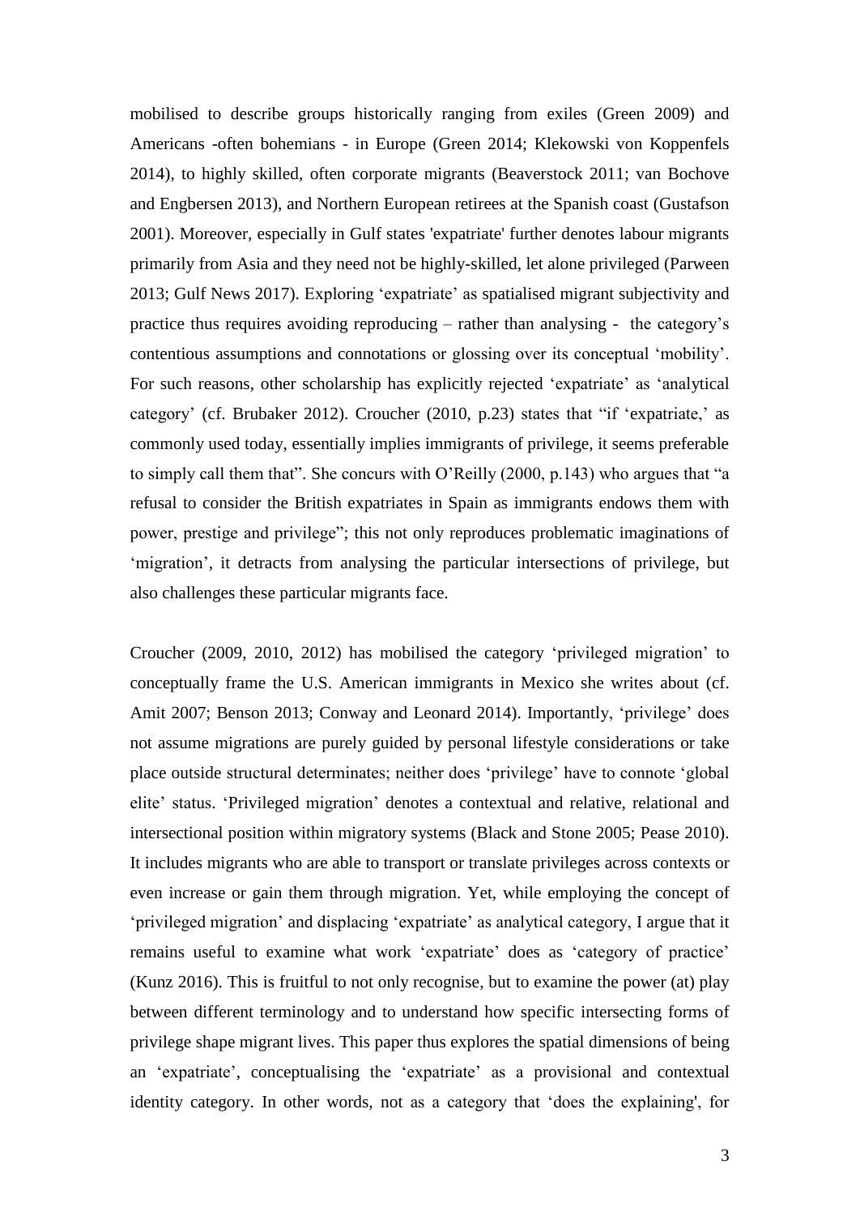mobilised to describe groups historically ranging from exiles (Green 2009) and Americans -often bohemians - in Europe (Green 2014; Klekowski von Koppenfels 2014), to highly skilled, often corporate migrants (Beaverstock 2011; van Bochove and Engbersen 2013), and Northern European retirees at the Spanish coast (Gustafson 2001). Moreover, especially in Gulf states 'expatriate' further denotes labour migrants primarily from Asia and they need not be highly-skilled, let alone privileged (Parween 2013; Gulf News 2017). Exploring 'expatriate' as spatialised migrant subjectivity and practice thus requires avoiding reproducing – rather than analysing - the category's contentious assumptions and connotations or glossing over its conceptual 'mobility'. For such reasons, other scholarship has explicitly rejected 'expatriate' as 'analytical category' (cf. Brubaker 2012). Croucher (2010, p.23) states that "if 'expatriate,' as commonly used today, essentially implies immigrants of privilege, it seems preferable to simply call them that". She concurs with O'Reilly (2000, p.143) who argues that "a refusal to consider the British expatriates in Spain as immigrants endows them with power, prestige and privilege"; this not only reproduces problematic imaginations of 'migration', it detracts from analysing the particular intersections of privilege, but also challenges these particular migrants face.

Croucher (2009, 2010, 2012) has mobilised the category 'privileged migration' to conceptually frame the U.S. American immigrants in Mexico she writes about (cf. Amit 2007; Benson 2013; Conway and Leonard 2014). Importantly, 'privilege' does not assume migrations are purely guided by personal lifestyle considerations or take place outside structural determinates; neither does 'privilege' have to connote 'global elite' status. 'Privileged migration' denotes a contextual and relative, relational and intersectional position within migratory systems (Black and Stone 2005; Pease 2010). It includes migrants who are able to transport or translate privileges across contexts or even increase or gain them through migration. Yet, while employing the concept of 'privileged migration' and displacing 'expatriate' as analytical category, I argue that it remains useful to examine what work 'expatriate' does as 'category of practice' (Kunz 2016). This is fruitful to not only recognise, but to examine the power (at) play between different terminology and to understand how specific intersecting forms of privilege shape migrant lives. This paper thus explores the spatial dimensions of being an 'expatriate', conceptualising the 'expatriate' as a provisional and contextual identity category. In other words, not as a category that 'does the explaining', for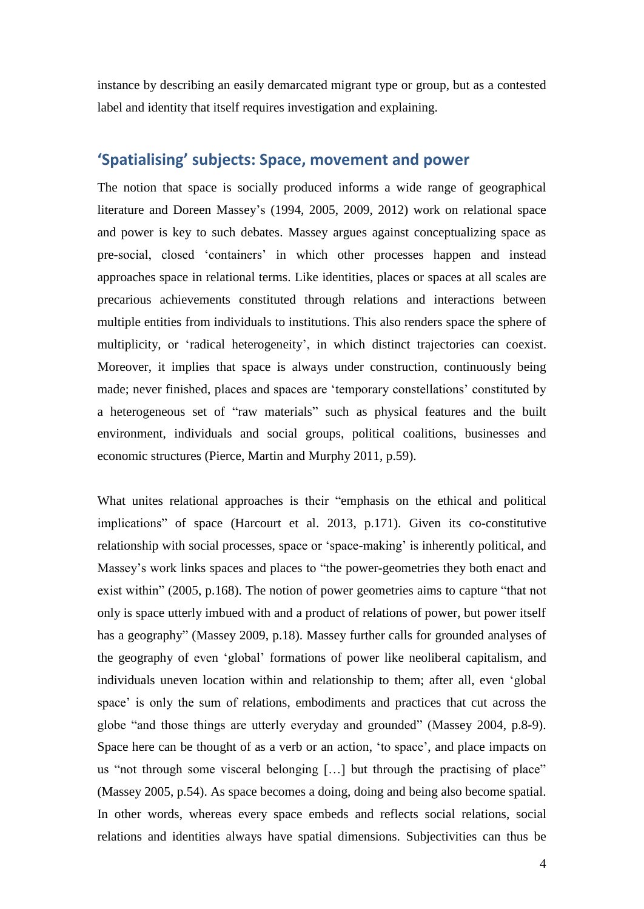instance by describing an easily demarcated migrant type or group, but as a contested label and identity that itself requires investigation and explaining.

## 'Spatialising' subjects: Space, movement and power

The notion that space is socially produced informs a wide range of geographical literature and Doreen Massey's (1994, 2005, 2009, 2012) work on relational space and power is key to such debates. Massey argues against conceptualizing space as pre-social, closed 'containers' in which other processes happen and instead approaches space in relational terms. Like identities, places or spaces at all scales are precarious achievements constituted through relations and interactions between multiple entities from individuals to institutions. This also renders space the sphere of multiplicity, or 'radical heterogeneity', in which distinct trajectories can coexist. Moreover, it implies that space is always under construction, continuously being made; never finished, places and spaces are 'temporary constellations' constituted by a heterogeneous set of "raw materials" such as physical features and the built environment, individuals and social groups, political coalitions, businesses and economic structures (Pierce, Martin and Murphy 2011, p.59).

What unites relational approaches is their "emphasis on the ethical and political implications" of space (Harcourt et al. 2013, p.171). Given its co-constitutive relationship with social processes, space or 'space-making' is inherently political, and Massey's work links spaces and places to "the power-geometries they both enact and exist within" (2005, p.168). The notion of power geometries aims to capture "that not only is space utterly imbued with and a product of relations of power, but power itself has a geography" (Massey 2009, p.18). Massey further calls for grounded analyses of the geography of even 'global' formations of power like neoliberal capitalism, and individuals uneven location within and relationship to them; after all, even 'global space' is only the sum of relations, embodiments and practices that cut across the globe "and those things are utterly everyday and grounded" (Massey 2004, p.8-9). Space here can be thought of as a verb or an action, 'to space', and place impacts on us "not through some visceral belonging […] but through the practising of place" (Massey 2005, p.54). As space becomes a doing, doing and being also become spatial. In other words, whereas every space embeds and reflects social relations, social relations and identities always have spatial dimensions. Subjectivities can thus be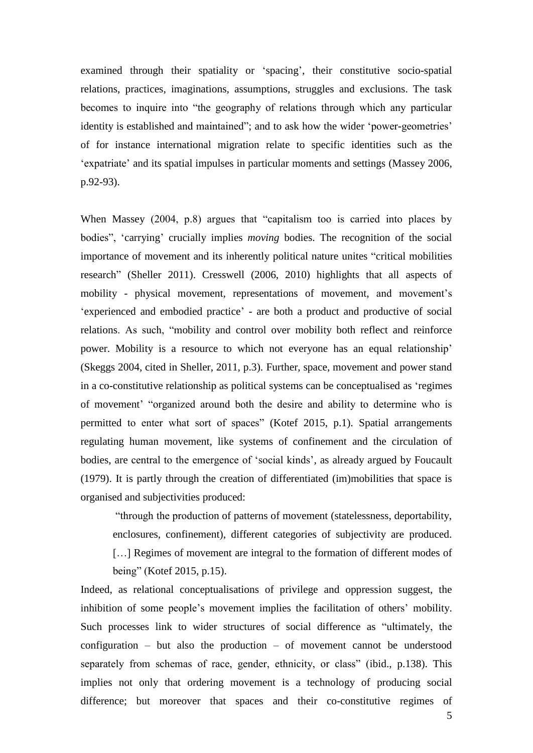examined through their spatiality or 'spacing', their constitutive socio-spatial relations, practices, imaginations, assumptions, struggles and exclusions. The task becomes to inquire into "the geography of relations through which any particular identity is established and maintained"; and to ask how the wider 'power-geometries' of for instance international migration relate to specific identities such as the 'expatriate' and its spatial impulses in particular moments and settings (Massey 2006, p.92-93).

When Massey (2004, p.8) argues that "capitalism too is carried into places by bodies", 'carrying' crucially implies *moving* bodies. The recognition of the social importance of movement and its inherently political nature unites "critical mobilities research" (Sheller 2011). Cresswell (2006, 2010) highlights that all aspects of mobility - physical movement, representations of movement, and movement's 'experienced and embodied practice' - are both a product and productive of social relations. As such, "mobility and control over mobility both reflect and reinforce power. Mobility is a resource to which not everyone has an equal relationship' (Skeggs 2004, cited in Sheller, 2011, p.3). Further, space, movement and power stand in a co-constitutive relationship as political systems can be conceptualised as 'regimes of movement' "organized around both the desire and ability to determine who is permitted to enter what sort of spaces" (Kotef 2015, p.1). Spatial arrangements regulating human movement, like systems of confinement and the circulation of bodies, are central to the emergence of 'social kinds', as already argued by Foucault (1979). It is partly through the creation of differentiated (im)mobilities that space is organised and subjectivities produced:

> "through the production of patterns of movement (statelessness, deportability, enclosures, confinement), different categories of subjectivity are produced. […] Regimes of movement are integral to the formation of different modes of being" (Kotef 2015, p.15).

Indeed, as relational conceptualisations of privilege and oppression suggest, the inhibition of some people's movement implies the facilitation of others' mobility. Such processes link to wider structures of social difference as "ultimately, the configuration – but also the production – of movement cannot be understood separately from schemas of race, gender, ethnicity, or class" (ibid., p.138). This implies not only that ordering movement is a technology of producing social difference; but moreover that spaces and their co-constitutive regimes of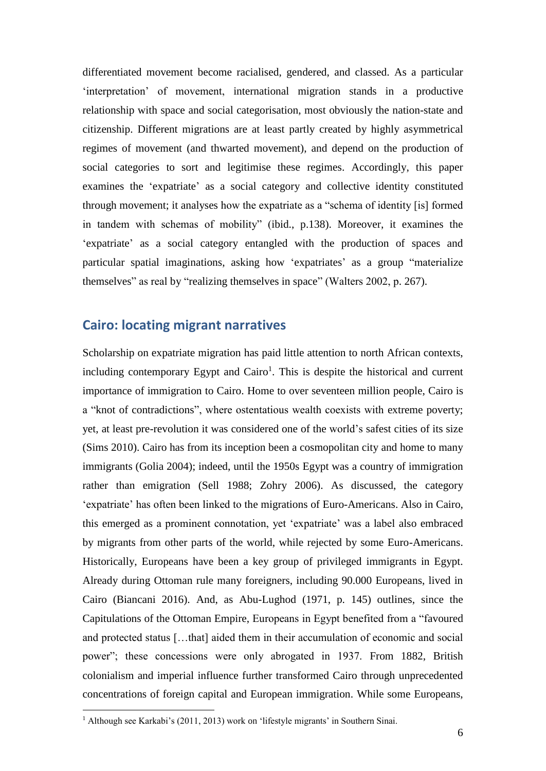differentiated movement become racialised, gendered, and classed. As a particular 'interpretation' of movement, international migration stands in a productive relationship with space and social categorisation, most obviously the nation-state and citizenship. Different migrations are at least partly created by highly asymmetrical regimes of movement (and thwarted movement), and depend on the production of social categories to sort and legitimise these regimes. Accordingly, this paper examines the 'expatriate' as a social category and collective identity constituted through movement; it analyses how the expatriate as a "schema of identity [is] formed in tandem with schemas of mobility" (ibid., p.138). Moreover, it examines the 'expatriate' as a social category entangled with the production of spaces and particular spatial imaginations, asking how 'expatriates' as a group "materialize themselves" as real by "realizing themselves in space" (Walters 2002, p. 267).

## Cairo: locating migrant narratives

Scholarship on expatriate migration has paid little attention to north African contexts, including contemporary Egypt and Cairo[1]. This is despite the historical and current importance of immigration to Cairo. Home to over seventeen million people, Cairo is a "knot of contradictions", where ostentatious wealth coexists with extreme poverty; yet, at least pre-revolution it was considered one of the world's safest cities of its size (Sims 2010). Cairo has from its inception been a cosmopolitan city and home to many immigrants (Golia 2004); indeed, until the 1950s Egypt was a country of immigration rather than emigration (Sell 1988; Zohry 2006). As discussed, the category 'expatriate' has often been linked to the migrations of Euro-Americans. Also in Cairo, this emerged as a prominent connotation, yet 'expatriate' was a label also embraced by migrants from other parts of the world, while rejected by some Euro-Americans. Historically, Europeans have been a key group of privileged immigrants in Egypt. Already during Ottoman rule many foreigners, including 90.000 Europeans, lived in Cairo (Biancani 2016). And, as Abu-Lughod (1971, p. 145) outlines, since the Capitulations of the Ottoman Empire, Europeans in Egypt benefited from a "favoured and protected status […that] aided them in their accumulation of economic and social power"; these concessions were only abrogated in 1937. From 1882, British colonialism and imperial influence further transformed Cairo through unprecedented concentrations of foreign capital and European immigration. While some Europeans,

---

[1] Although see Karkabi's (2011, 2013) work on 'lifestyle migrants' in Southern Sinai.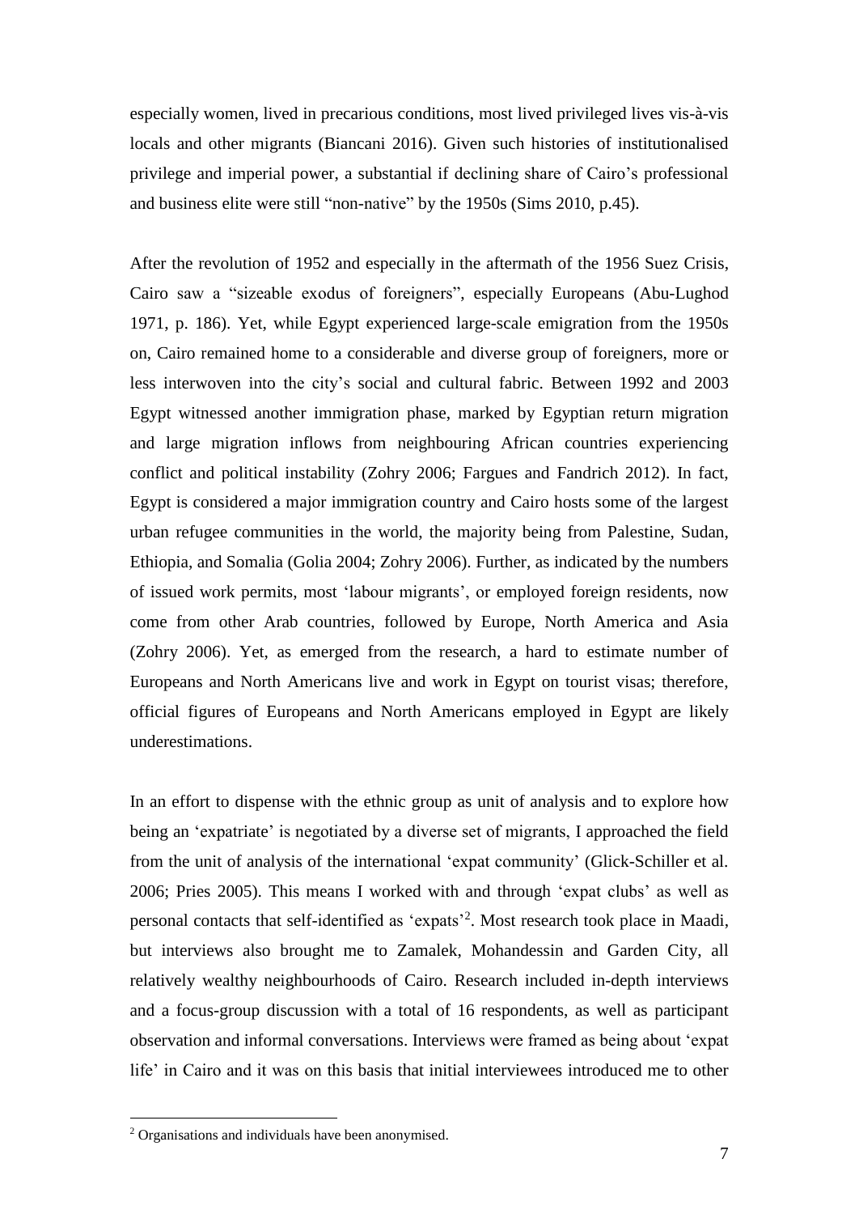especially women, lived in precarious conditions, most lived privileged lives vis-à-vis locals and other migrants (Biancani 2016). Given such histories of institutionalised privilege and imperial power, a substantial if declining share of Cairo's professional and business elite were still "non-native" by the 1950s (Sims 2010, p.45).

After the revolution of 1952 and especially in the aftermath of the 1956 Suez Crisis, Cairo saw a "sizeable exodus of foreigners", especially Europeans (Abu-Lughod 1971, p. 186). Yet, while Egypt experienced large-scale emigration from the 1950s on, Cairo remained home to a considerable and diverse group of foreigners, more or less interwoven into the city's social and cultural fabric. Between 1992 and 2003 Egypt witnessed another immigration phase, marked by Egyptian return migration and large migration inflows from neighbouring African countries experiencing conflict and political instability (Zohry 2006; Fargues and Fandrich 2012). In fact, Egypt is considered a major immigration country and Cairo hosts some of the largest urban refugee communities in the world, the majority being from Palestine, Sudan, Ethiopia, and Somalia (Golia 2004; Zohry 2006). Further, as indicated by the numbers of issued work permits, most 'labour migrants', or employed foreign residents, now come from other Arab countries, followed by Europe, North America and Asia (Zohry 2006). Yet, as emerged from the research, a hard to estimate number of Europeans and North Americans live and work in Egypt on tourist visas; therefore, official figures of Europeans and North Americans employed in Egypt are likely underestimations.

In an effort to dispense with the ethnic group as unit of analysis and to explore how being an 'expatriate' is negotiated by a diverse set of migrants, I approached the field from the unit of analysis of the international 'expat community' (Glick-Schiller et al. 2006; Pries 2005). This means I worked with and through 'expat clubs' as well as personal contacts that self-identified as 'expats'[2]. Most research took place in Maadi, but interviews also brought me to Zamalek, Mohandessin and Garden City, all relatively wealthy neighbourhoods of Cairo. Research included in-depth interviews and a focus-group discussion with a total of 16 respondents, as well as participant observation and informal conversations. Interviews were framed as being about 'expat life' in Cairo and it was on this basis that initial interviewees introduced me to other

[2] Organisations and individuals have been anonymised.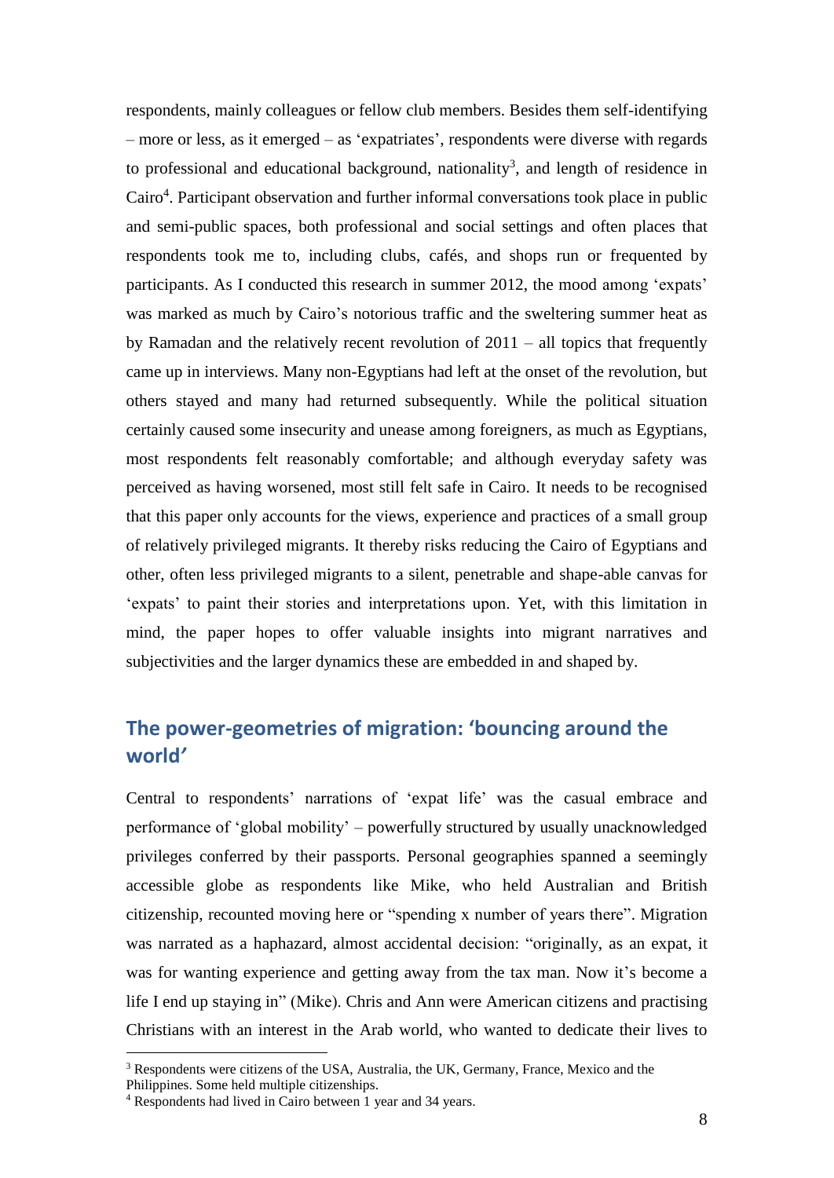respondents, mainly colleagues or fellow club members. Besides them self-identifying – more or less, as it emerged – as 'expatriates', respondents were diverse with regards to professional and educational background, nationality[3], and length of residence in Cairo[4]. Participant observation and further informal conversations took place in public and semi-public spaces, both professional and social settings and often places that respondents took me to, including clubs, cafés, and shops run or frequented by participants. As I conducted this research in summer 2012, the mood among 'expats' was marked as much by Cairo's notorious traffic and the sweltering summer heat as by Ramadan and the relatively recent revolution of 2011 – all topics that frequently came up in interviews. Many non-Egyptians had left at the onset of the revolution, but others stayed and many had returned subsequently. While the political situation certainly caused some insecurity and unease among foreigners, as much as Egyptians, most respondents felt reasonably comfortable; and although everyday safety was perceived as having worsened, most still felt safe in Cairo. It needs to be recognised that this paper only accounts for the views, experience and practices of a small group of relatively privileged migrants. It thereby risks reducing the Cairo of Egyptians and other, often less privileged migrants to a silent, penetrable and shape-able canvas for 'expats' to paint their stories and interpretations upon. Yet, with this limitation in mind, the paper hopes to offer valuable insights into migrant narratives and subjectivities and the larger dynamics these are embedded in and shaped by.

## The power-geometries of migration: 'bouncing around the world'

Central to respondents' narrations of 'expat life' was the casual embrace and performance of 'global mobility' – powerfully structured by usually unacknowledged privileges conferred by their passports. Personal geographies spanned a seemingly accessible globe as respondents like Mike, who held Australian and British citizenship, recounted moving here or "spending x number of years there". Migration was narrated as a haphazard, almost accidental decision: "originally, as an expat, it was for wanting experience and getting away from the tax man. Now it's become a life I end up staying in" (Mike). Chris and Ann were American citizens and practising Christians with an interest in the Arab world, who wanted to dedicate their lives to

[3] Respondents were citizens of the USA, Australia, the UK, Germany, France, Mexico and the Philippines. Some held multiple citizenships.

[4] Respondents had lived in Cairo between 1 year and 34 years.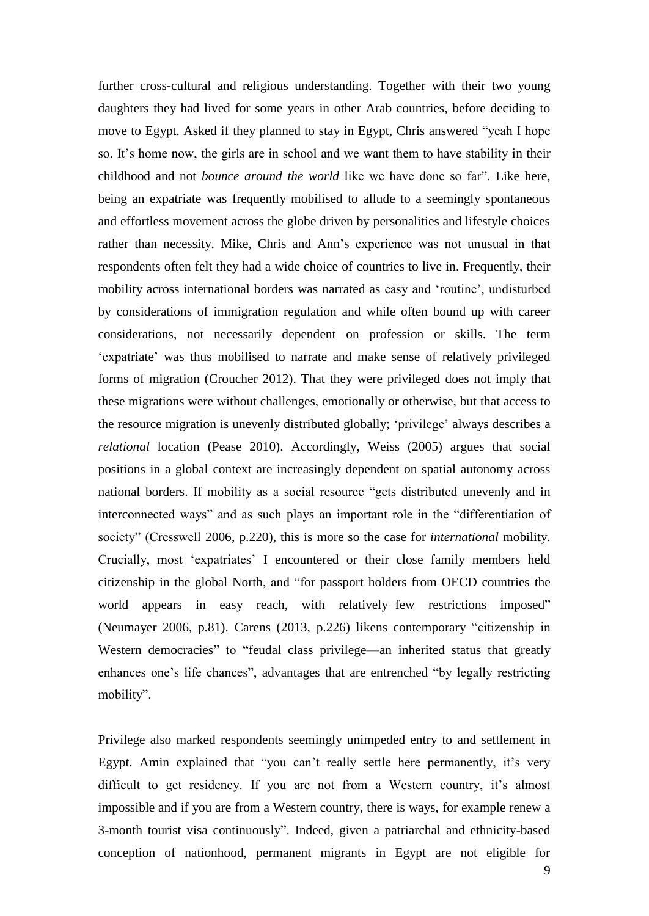further cross-cultural and religious understanding. Together with their two young daughters they had lived for some years in other Arab countries, before deciding to move to Egypt. Asked if they planned to stay in Egypt, Chris answered "yeah I hope so. It's home now, the girls are in school and we want them to have stability in their childhood and not *bounce around the world* like we have done so far". Like here, being an expatriate was frequently mobilised to allude to a seemingly spontaneous and effortless movement across the globe driven by personalities and lifestyle choices rather than necessity. Mike, Chris and Ann's experience was not unusual in that respondents often felt they had a wide choice of countries to live in. Frequently, their mobility across international borders was narrated as easy and 'routine', undisturbed by considerations of immigration regulation and while often bound up with career considerations, not necessarily dependent on profession or skills. The term 'expatriate' was thus mobilised to narrate and make sense of relatively privileged forms of migration (Croucher 2012). That they were privileged does not imply that these migrations were without challenges, emotionally or otherwise, but that access to the resource migration is unevenly distributed globally; 'privilege' always describes a *relational* location (Pease 2010). Accordingly, Weiss (2005) argues that social positions in a global context are increasingly dependent on spatial autonomy across national borders. If mobility as a social resource "gets distributed unevenly and in interconnected ways" and as such plays an important role in the "differentiation of society" (Cresswell 2006, p.220), this is more so the case for *international* mobility. Crucially, most 'expatriates' I encountered or their close family members held citizenship in the global North, and "for passport holders from OECD countries the world appears in easy reach, with relatively few restrictions imposed" (Neumayer 2006, p.81). Carens (2013, p.226) likens contemporary "citizenship in Western democracies" to "feudal class privilege—an inherited status that greatly enhances one's life chances", advantages that are entrenched "by legally restricting mobility".

Privilege also marked respondents seemingly unimpeded entry to and settlement in Egypt. Amin explained that "you can't really settle here permanently, it's very difficult to get residency. If you are not from a Western country, it's almost impossible and if you are from a Western country, there is ways, for example renew a 3-month tourist visa continuously". Indeed, given a patriarchal and ethnicity-based conception of nationhood, permanent migrants in Egypt are not eligible for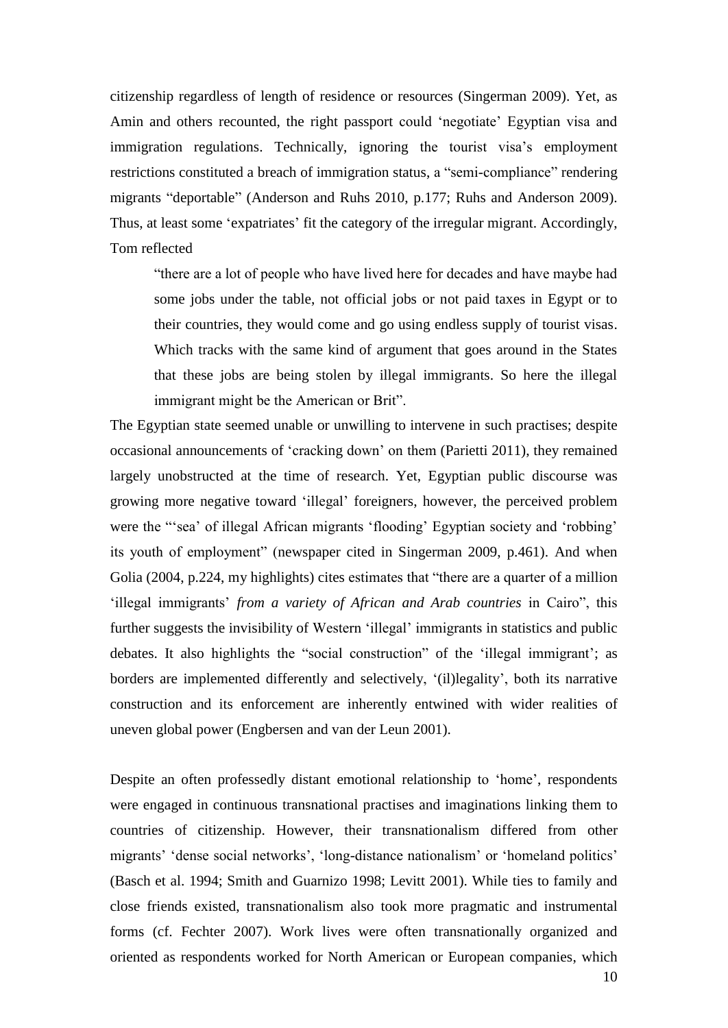citizenship regardless of length of residence or resources (Singerman 2009). Yet, as Amin and others recounted, the right passport could 'negotiate' Egyptian visa and immigration regulations. Technically, ignoring the tourist visa's employment restrictions constituted a breach of immigration status, a "semi-compliance" rendering migrants "deportable" (Anderson and Ruhs 2010, p.177; Ruhs and Anderson 2009). Thus, at least some 'expatriates' fit the category of the irregular migrant. Accordingly, Tom reflected

> "there are a lot of people who have lived here for decades and have maybe had some jobs under the table, not official jobs or not paid taxes in Egypt or to their countries, they would come and go using endless supply of tourist visas. Which tracks with the same kind of argument that goes around in the States that these jobs are being stolen by illegal immigrants. So here the illegal immigrant might be the American or Brit".

The Egyptian state seemed unable or unwilling to intervene in such practises; despite occasional announcements of 'cracking down' on them (Parietti 2011), they remained largely unobstructed at the time of research. Yet, Egyptian public discourse was growing more negative toward 'illegal' foreigners, however, the perceived problem were the "'sea' of illegal African migrants 'flooding' Egyptian society and 'robbing' its youth of employment" (newspaper cited in Singerman 2009, p.461). And when Golia (2004, p.224, my highlights) cites estimates that "there are a quarter of a million 'illegal immigrants' *from a variety of African and Arab countries* in Cairo", this further suggests the invisibility of Western 'illegal' immigrants in statistics and public debates. It also highlights the "social construction" of the 'illegal immigrant'; as borders are implemented differently and selectively, '(il)legality', both its narrative construction and its enforcement are inherently entwined with wider realities of uneven global power (Engbersen and van der Leun 2001).

Despite an often professedly distant emotional relationship to 'home', respondents were engaged in continuous transnational practises and imaginations linking them to countries of citizenship. However, their transnationalism differed from other migrants' 'dense social networks', 'long-distance nationalism' or 'homeland politics' (Basch et al. 1994; Smith and Guarnizo 1998; Levitt 2001). While ties to family and close friends existed, transnationalism also took more pragmatic and instrumental forms (cf. Fechter 2007). Work lives were often transnationally organized and oriented as respondents worked for North American or European companies, which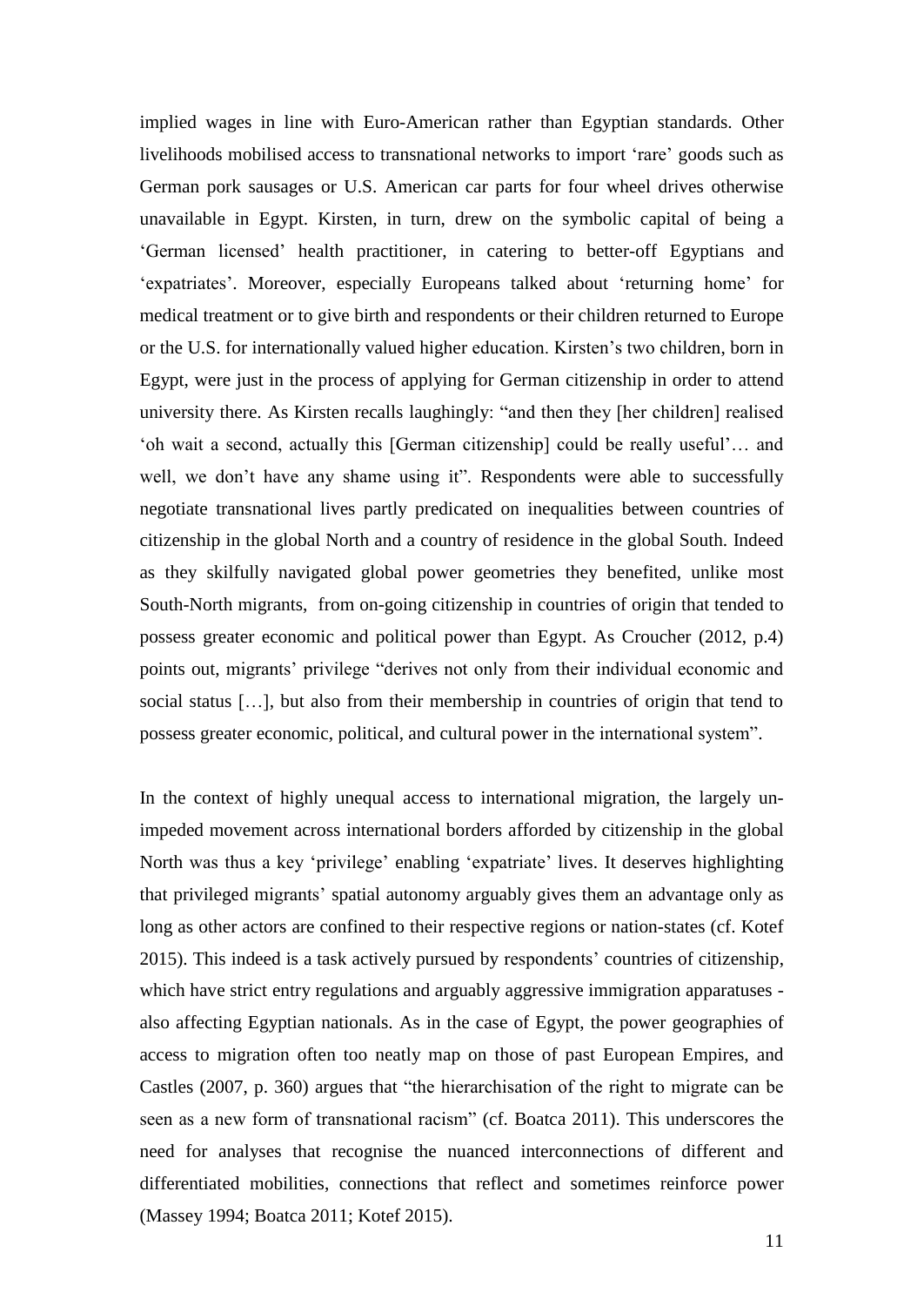implied wages in line with Euro-American rather than Egyptian standards. Other livelihoods mobilised access to transnational networks to import 'rare' goods such as German pork sausages or U.S. American car parts for four wheel drives otherwise unavailable in Egypt. Kirsten, in turn, drew on the symbolic capital of being a 'German licensed' health practitioner, in catering to better-off Egyptians and 'expatriates'. Moreover, especially Europeans talked about 'returning home' for medical treatment or to give birth and respondents or their children returned to Europe or the U.S. for internationally valued higher education. Kirsten's two children, born in Egypt, were just in the process of applying for German citizenship in order to attend university there. As Kirsten recalls laughingly: "and then they [her children] realised 'oh wait a second, actually this [German citizenship] could be really useful'… and well, we don't have any shame using it". Respondents were able to successfully negotiate transnational lives partly predicated on inequalities between countries of citizenship in the global North and a country of residence in the global South. Indeed as they skilfully navigated global power geometries they benefited, unlike most South-North migrants, from on-going citizenship in countries of origin that tended to possess greater economic and political power than Egypt. As Croucher (2012, p.4) points out, migrants' privilege "derives not only from their individual economic and social status […], but also from their membership in countries of origin that tend to possess greater economic, political, and cultural power in the international system".

In the context of highly unequal access to international migration, the largely un-impeded movement across international borders afforded by citizenship in the global North was thus a key 'privilege' enabling 'expatriate' lives. It deserves highlighting that privileged migrants' spatial autonomy arguably gives them an advantage only as long as other actors are confined to their respective regions or nation-states (cf. Kotef 2015). This indeed is a task actively pursued by respondents' countries of citizenship, which have strict entry regulations and arguably aggressive immigration apparatuses - also affecting Egyptian nationals. As in the case of Egypt, the power geographies of access to migration often too neatly map on those of past European Empires, and Castles (2007, p. 360) argues that "the hierarchisation of the right to migrate can be seen as a new form of transnational racism" (cf. Boatca 2011). This underscores the need for analyses that recognise the nuanced interconnections of different and differentiated mobilities, connections that reflect and sometimes reinforce power (Massey 1994; Boatca 2011; Kotef 2015).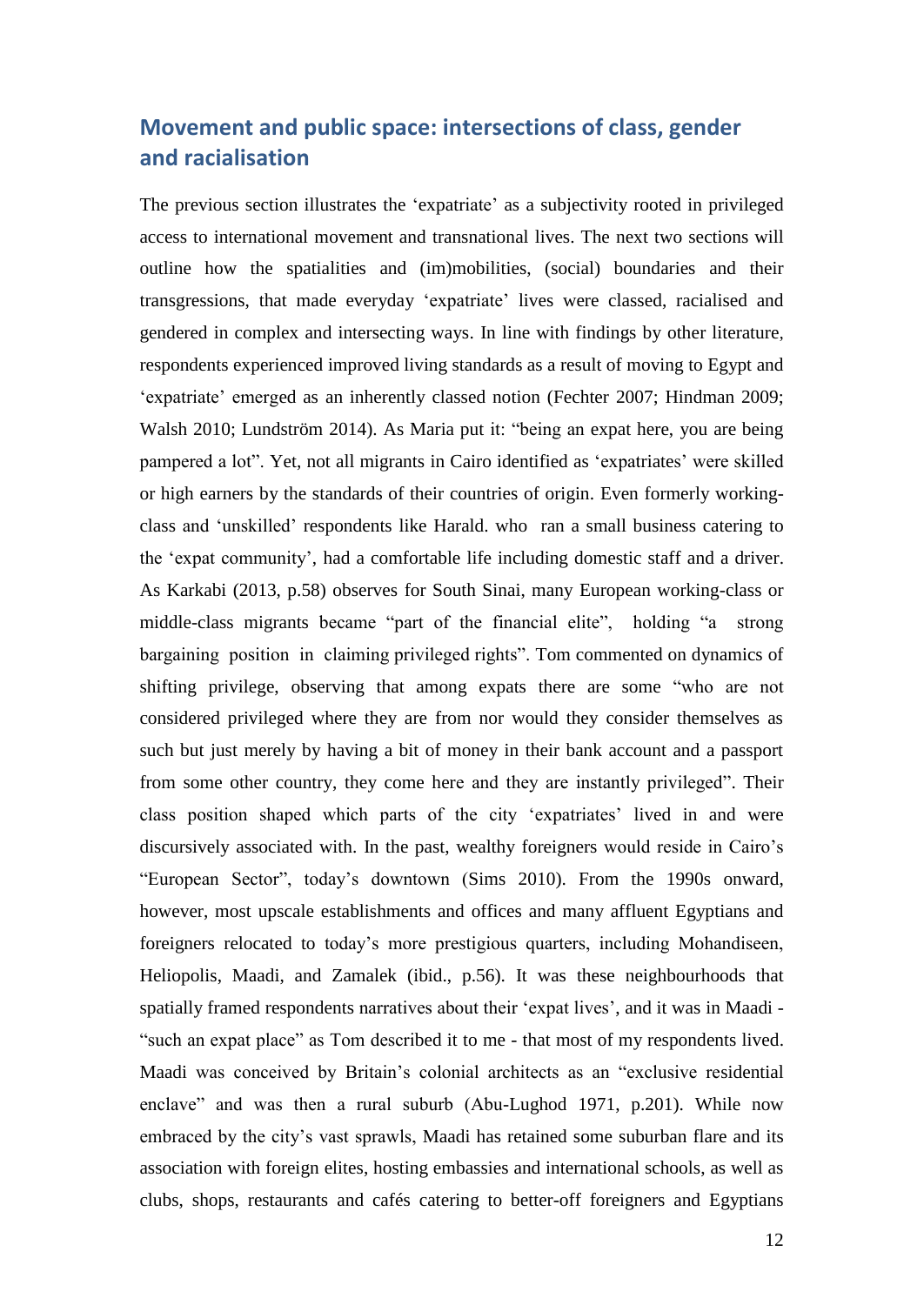## Movement and public space: intersections of class, gender and racialisation

The previous section illustrates the 'expatriate' as a subjectivity rooted in privileged access to international movement and transnational lives. The next two sections will outline how the spatialities and (im)mobilities, (social) boundaries and their transgressions, that made everyday 'expatriate' lives were classed, racialised and gendered in complex and intersecting ways. In line with findings by other literature, respondents experienced improved living standards as a result of moving to Egypt and 'expatriate' emerged as an inherently classed notion (Fechter 2007; Hindman 2009; Walsh 2010; Lundström 2014). As Maria put it: "being an expat here, you are being pampered a lot". Yet, not all migrants in Cairo identified as 'expatriates' were skilled or high earners by the standards of their countries of origin. Even formerly working-class and 'unskilled' respondents like Harald. who ran a small business catering to the 'expat community', had a comfortable life including domestic staff and a driver. As Karkabi (2013, p.58) observes for South Sinai, many European working-class or middle-class migrants became "part of the financial elite", holding "a strong bargaining position in claiming privileged rights". Tom commented on dynamics of shifting privilege, observing that among expats there are some "who are not considered privileged where they are from nor would they consider themselves as such but just merely by having a bit of money in their bank account and a passport from some other country, they come here and they are instantly privileged". Their class position shaped which parts of the city 'expatriates' lived in and were discursively associated with. In the past, wealthy foreigners would reside in Cairo's "European Sector", today's downtown (Sims 2010). From the 1990s onward, however, most upscale establishments and offices and many affluent Egyptians and foreigners relocated to today's more prestigious quarters, including Mohandiseen, Heliopolis, Maadi, and Zamalek (ibid., p.56). It was these neighbourhoods that spatially framed respondents narratives about their 'expat lives', and it was in Maadi - "such an expat place" as Tom described it to me - that most of my respondents lived. Maadi was conceived by Britain's colonial architects as an "exclusive residential enclave" and was then a rural suburb (Abu-Lughod 1971, p.201). While now embraced by the city's vast sprawls, Maadi has retained some suburban flare and its association with foreign elites, hosting embassies and international schools, as well as clubs, shops, restaurants and cafés catering to better-off foreigners and Egyptians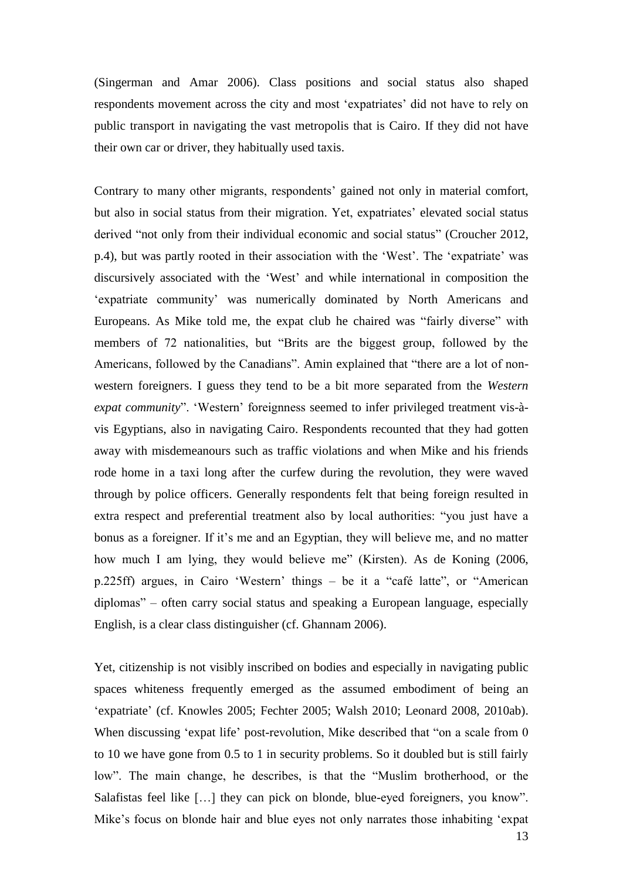(Singerman and Amar 2006). Class positions and social status also shaped respondents movement across the city and most 'expatriates' did not have to rely on public transport in navigating the vast metropolis that is Cairo. If they did not have their own car or driver, they habitually used taxis.

Contrary to many other migrants, respondents' gained not only in material comfort, but also in social status from their migration. Yet, expatriates' elevated social status derived "not only from their individual economic and social status" (Croucher 2012, p.4), but was partly rooted in their association with the 'West'. The 'expatriate' was discursively associated with the 'West' and while international in composition the 'expatriate community' was numerically dominated by North Americans and Europeans. As Mike told me, the expat club he chaired was "fairly diverse" with members of 72 nationalities, but "Brits are the biggest group, followed by the Americans, followed by the Canadians". Amin explained that "there are a lot of non-western foreigners. I guess they tend to be a bit more separated from the *Western expat community*". 'Western' foreignness seemed to infer privileged treatment vis-à-vis Egyptians, also in navigating Cairo. Respondents recounted that they had gotten away with misdemeanours such as traffic violations and when Mike and his friends rode home in a taxi long after the curfew during the revolution, they were waved through by police officers. Generally respondents felt that being foreign resulted in extra respect and preferential treatment also by local authorities: "you just have a bonus as a foreigner. If it's me and an Egyptian, they will believe me, and no matter how much I am lying, they would believe me" (Kirsten). As de Koning (2006, p.225ff) argues, in Cairo 'Western' things – be it a "café latte", or "American diplomas" – often carry social status and speaking a European language, especially English, is a clear class distinguisher (cf. Ghannam 2006).

Yet, citizenship is not visibly inscribed on bodies and especially in navigating public spaces whiteness frequently emerged as the assumed embodiment of being an 'expatriate' (cf. Knowles 2005; Fechter 2005; Walsh 2010; Leonard 2008, 2010ab). When discussing 'expat life' post-revolution, Mike described that "on a scale from 0 to 10 we have gone from 0.5 to 1 in security problems. So it doubled but is still fairly low". The main change, he describes, is that the "Muslim brotherhood, or the Salafistas feel like […] they can pick on blonde, blue-eyed foreigners, you know". Mike's focus on blonde hair and blue eyes not only narrates those inhabiting 'expat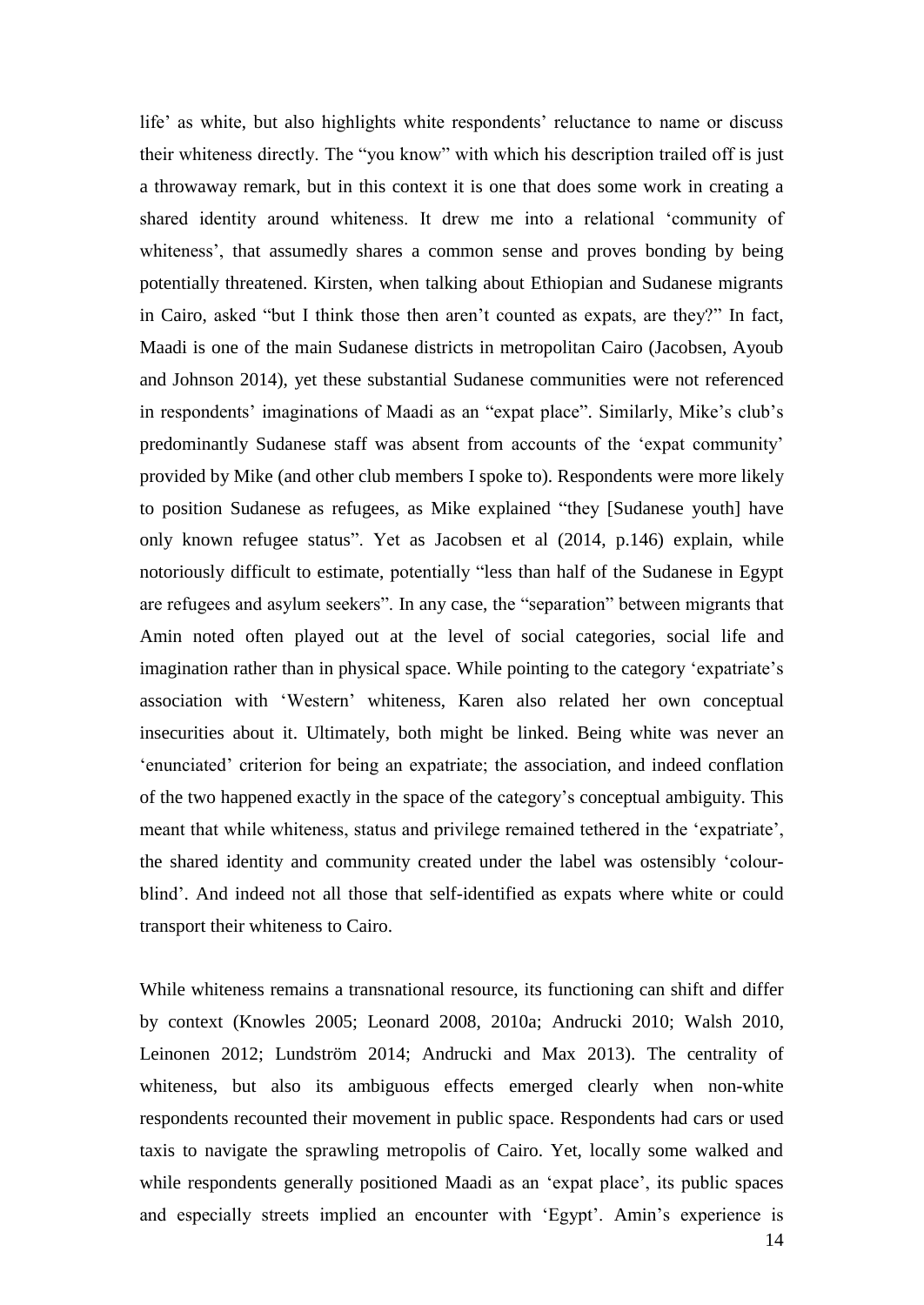life' as white, but also highlights white respondents' reluctance to name or discuss their whiteness directly. The "you know" with which his description trailed off is just a throwaway remark, but in this context it is one that does some work in creating a shared identity around whiteness. It drew me into a relational 'community of whiteness', that assumedly shares a common sense and proves bonding by being potentially threatened. Kirsten, when talking about Ethiopian and Sudanese migrants in Cairo, asked "but I think those then aren't counted as expats, are they?" In fact, Maadi is one of the main Sudanese districts in metropolitan Cairo (Jacobsen, Ayoub and Johnson 2014), yet these substantial Sudanese communities were not referenced in respondents' imaginations of Maadi as an "expat place". Similarly, Mike's club's predominantly Sudanese staff was absent from accounts of the 'expat community' provided by Mike (and other club members I spoke to). Respondents were more likely to position Sudanese as refugees, as Mike explained "they [Sudanese youth] have only known refugee status". Yet as Jacobsen et al (2014, p.146) explain, while notoriously difficult to estimate, potentially "less than half of the Sudanese in Egypt are refugees and asylum seekers". In any case, the "separation" between migrants that Amin noted often played out at the level of social categories, social life and imagination rather than in physical space. While pointing to the category 'expatriate's association with 'Western' whiteness, Karen also related her own conceptual insecurities about it. Ultimately, both might be linked. Being white was never an 'enunciated' criterion for being an expatriate; the association, and indeed conflation of the two happened exactly in the space of the category's conceptual ambiguity. This meant that while whiteness, status and privilege remained tethered in the 'expatriate', the shared identity and community created under the label was ostensibly 'colour-blind'. And indeed not all those that self-identified as expats where white or could transport their whiteness to Cairo.

While whiteness remains a transnational resource, its functioning can shift and differ by context (Knowles 2005; Leonard 2008, 2010a; Andrucki 2010; Walsh 2010, Leinonen 2012; Lundström 2014; Andrucki and Max 2013). The centrality of whiteness, but also its ambiguous effects emerged clearly when non-white respondents recounted their movement in public space. Respondents had cars or used taxis to navigate the sprawling metropolis of Cairo. Yet, locally some walked and while respondents generally positioned Maadi as an 'expat place', its public spaces and especially streets implied an encounter with 'Egypt'. Amin's experience is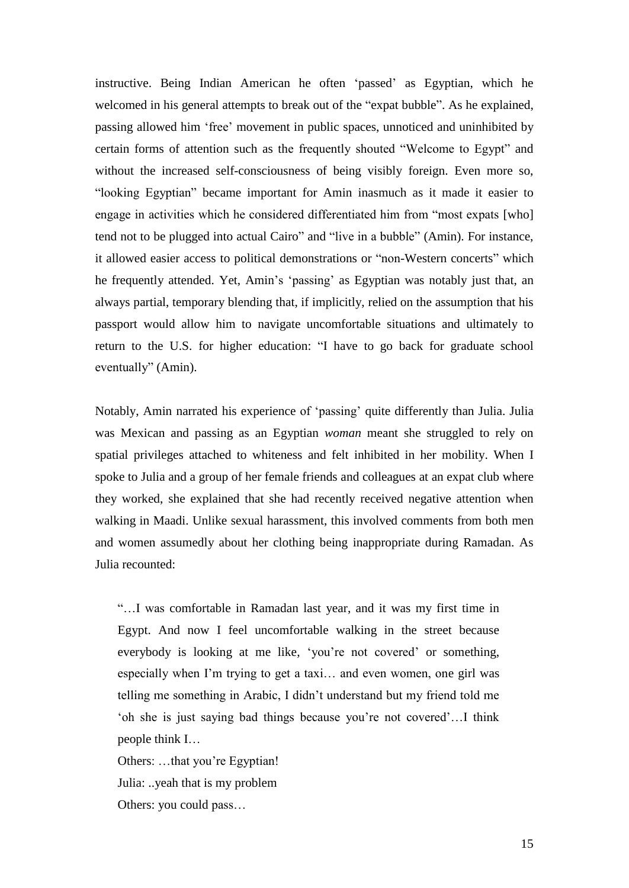instructive. Being Indian American he often 'passed' as Egyptian, which he welcomed in his general attempts to break out of the "expat bubble". As he explained, passing allowed him 'free' movement in public spaces, unnoticed and uninhibited by certain forms of attention such as the frequently shouted "Welcome to Egypt" and without the increased self-consciousness of being visibly foreign. Even more so, "looking Egyptian" became important for Amin inasmuch as it made it easier to engage in activities which he considered differentiated him from "most expats [who] tend not to be plugged into actual Cairo" and "live in a bubble" (Amin). For instance, it allowed easier access to political demonstrations or "non-Western concerts" which he frequently attended. Yet, Amin's 'passing' as Egyptian was notably just that, an always partial, temporary blending that, if implicitly, relied on the assumption that his passport would allow him to navigate uncomfortable situations and ultimately to return to the U.S. for higher education: "I have to go back for graduate school eventually" (Amin).

Notably, Amin narrated his experience of 'passing' quite differently than Julia. Julia was Mexican and passing as an Egyptian *woman* meant she struggled to rely on spatial privileges attached to whiteness and felt inhibited in her mobility. When I spoke to Julia and a group of her female friends and colleagues at an expat club where they worked, she explained that she had recently received negative attention when walking in Maadi. Unlike sexual harassment, this involved comments from both men and women assumedly about her clothing being inappropriate during Ramadan. As Julia recounted:

> "…I was comfortable in Ramadan last year, and it was my first time in Egypt. And now I feel uncomfortable walking in the street because everybody is looking at me like, 'you're not covered' or something, especially when I'm trying to get a taxi… and even women, one girl was telling me something in Arabic, I didn't understand but my friend told me 'oh she is just saying bad things because you're not covered'…I think people think I…
>
> Others: …that you're Egyptian!
>
> Julia: ..yeah that is my problem
>
> Others: you could pass…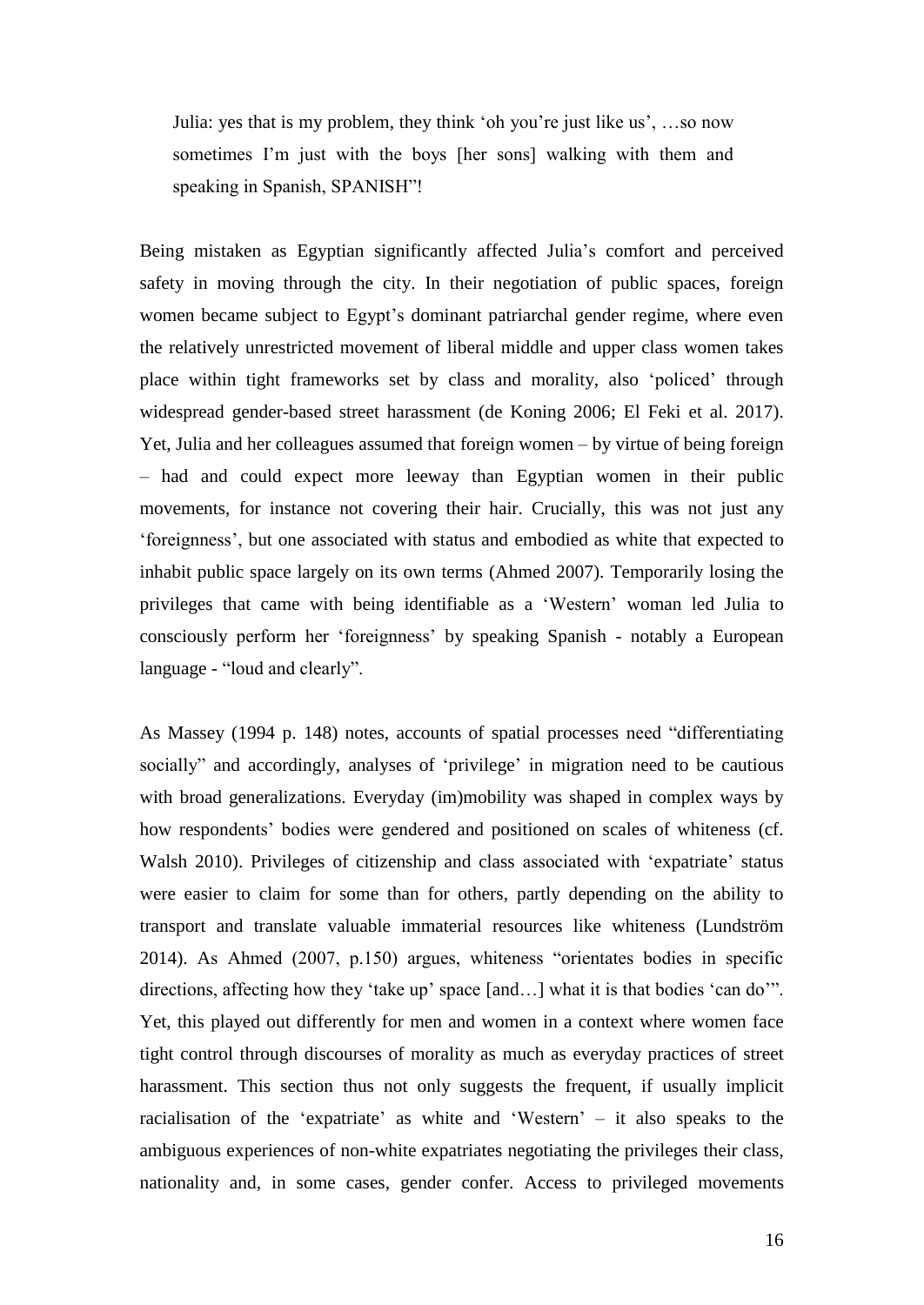> Julia: yes that is my problem, they think 'oh you're just like us', …so now sometimes I'm just with the boys [her sons] walking with them and speaking in Spanish, SPANISH"!

Being mistaken as Egyptian significantly affected Julia's comfort and perceived safety in moving through the city. In their negotiation of public spaces, foreign women became subject to Egypt's dominant patriarchal gender regime, where even the relatively unrestricted movement of liberal middle and upper class women takes place within tight frameworks set by class and morality, also 'policed' through widespread gender-based street harassment (de Koning 2006; El Feki et al. 2017). Yet, Julia and her colleagues assumed that foreign women – by virtue of being foreign – had and could expect more leeway than Egyptian women in their public movements, for instance not covering their hair. Crucially, this was not just any 'foreignness', but one associated with status and embodied as white that expected to inhabit public space largely on its own terms (Ahmed 2007). Temporarily losing the privileges that came with being identifiable as a 'Western' woman led Julia to consciously perform her 'foreignness' by speaking Spanish - notably a European language - "loud and clearly".

As Massey (1994 p. 148) notes, accounts of spatial processes need "differentiating socially" and accordingly, analyses of 'privilege' in migration need to be cautious with broad generalizations. Everyday (im)mobility was shaped in complex ways by how respondents' bodies were gendered and positioned on scales of whiteness (cf. Walsh 2010). Privileges of citizenship and class associated with 'expatriate' status were easier to claim for some than for others, partly depending on the ability to transport and translate valuable immaterial resources like whiteness (Lundström 2014). As Ahmed (2007, p.150) argues, whiteness "orientates bodies in specific directions, affecting how they 'take up' space [and…] what it is that bodies 'can do'". Yet, this played out differently for men and women in a context where women face tight control through discourses of morality as much as everyday practices of street harassment. This section thus not only suggests the frequent, if usually implicit racialisation of the 'expatriate' as white and 'Western' – it also speaks to the ambiguous experiences of non-white expatriates negotiating the privileges their class, nationality and, in some cases, gender confer. Access to privileged movements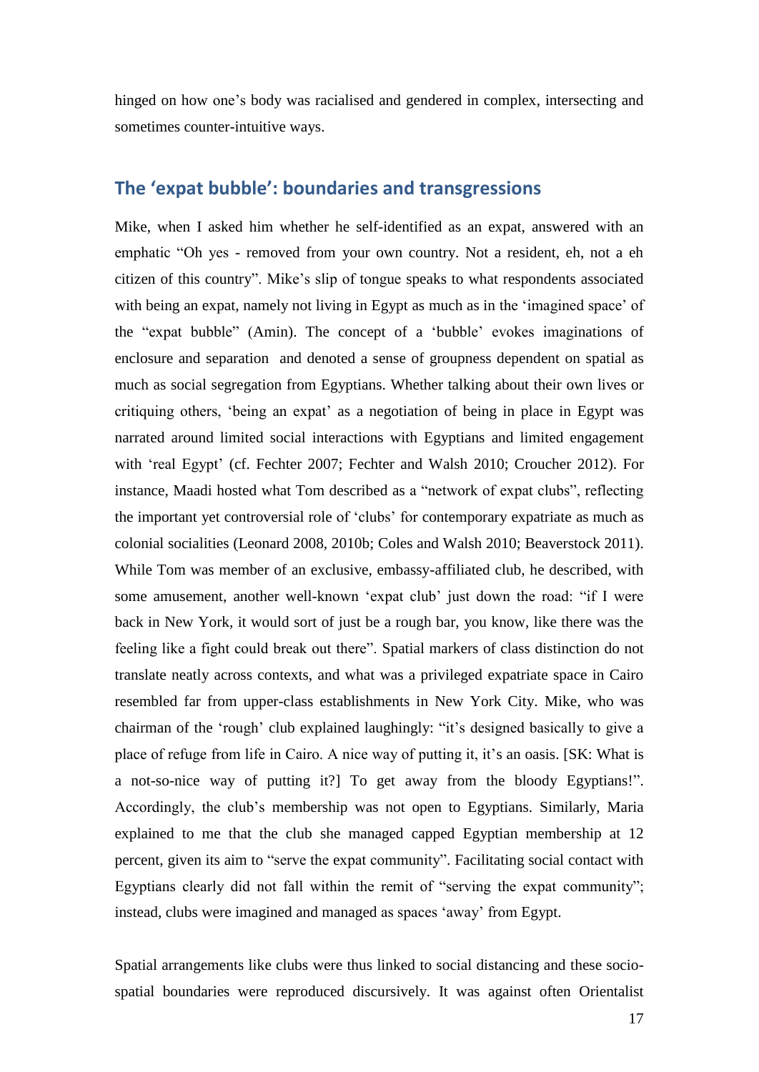hinged on how one's body was racialised and gendered in complex, intersecting and sometimes counter-intuitive ways.

## The 'expat bubble': boundaries and transgressions

Mike, when I asked him whether he self-identified as an expat, answered with an emphatic "Oh yes - removed from your own country. Not a resident, eh, not a eh citizen of this country". Mike's slip of tongue speaks to what respondents associated with being an expat, namely not living in Egypt as much as in the 'imagined space' of the "expat bubble" (Amin). The concept of a 'bubble' evokes imaginations of enclosure and separation  and denoted a sense of groupness dependent on spatial as much as social segregation from Egyptians. Whether talking about their own lives or critiquing others, 'being an expat' as a negotiation of being in place in Egypt was narrated around limited social interactions with Egyptians and limited engagement with 'real Egypt' (cf. Fechter 2007; Fechter and Walsh 2010; Croucher 2012). For instance, Maadi hosted what Tom described as a "network of expat clubs", reflecting the important yet controversial role of 'clubs' for contemporary expatriate as much as colonial socialities (Leonard 2008, 2010b; Coles and Walsh 2010; Beaverstock 2011). While Tom was member of an exclusive, embassy-affiliated club, he described, with some amusement, another well-known 'expat club' just down the road: "if I were back in New York, it would sort of just be a rough bar, you know, like there was the feeling like a fight could break out there". Spatial markers of class distinction do not translate neatly across contexts, and what was a privileged expatriate space in Cairo resembled far from upper-class establishments in New York City. Mike, who was chairman of the 'rough' club explained laughingly: "it's designed basically to give a place of refuge from life in Cairo. A nice way of putting it, it's an oasis. [SK: What is a not-so-nice way of putting it?] To get away from the bloody Egyptians!". Accordingly, the club's membership was not open to Egyptians. Similarly, Maria explained to me that the club she managed capped Egyptian membership at 12 percent, given its aim to "serve the expat community". Facilitating social contact with Egyptians clearly did not fall within the remit of "serving the expat community"; instead, clubs were imagined and managed as spaces 'away' from Egypt.

Spatial arrangements like clubs were thus linked to social distancing and these socio-spatial boundaries were reproduced discursively. It was against often Orientalist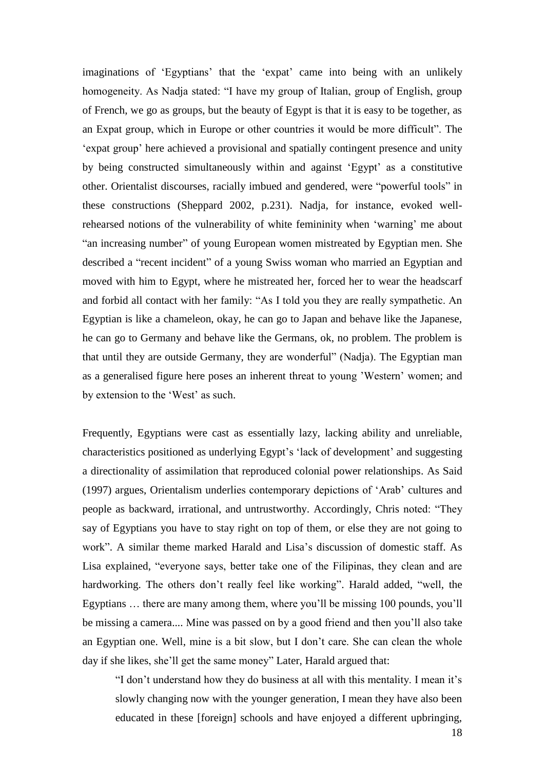imaginations of 'Egyptians' that the 'expat' came into being with an unlikely homogeneity. As Nadja stated: "I have my group of Italian, group of English, group of French, we go as groups, but the beauty of Egypt is that it is easy to be together, as an Expat group, which in Europe or other countries it would be more difficult". The 'expat group' here achieved a provisional and spatially contingent presence and unity by being constructed simultaneously within and against 'Egypt' as a constitutive other. Orientalist discourses, racially imbued and gendered, were "powerful tools" in these constructions (Sheppard 2002, p.231). Nadja, for instance, evoked well-rehearsed notions of the vulnerability of white femininity when 'warning' me about "an increasing number" of young European women mistreated by Egyptian men. She described a "recent incident" of a young Swiss woman who married an Egyptian and moved with him to Egypt, where he mistreated her, forced her to wear the headscarf and forbid all contact with her family: "As I told you they are really sympathetic. An Egyptian is like a chameleon, okay, he can go to Japan and behave like the Japanese, he can go to Germany and behave like the Germans, ok, no problem. The problem is that until they are outside Germany, they are wonderful" (Nadja). The Egyptian man as a generalised figure here poses an inherent threat to young 'Western' women; and by extension to the 'West' as such.

Frequently, Egyptians were cast as essentially lazy, lacking ability and unreliable, characteristics positioned as underlying Egypt's 'lack of development' and suggesting a directionality of assimilation that reproduced colonial power relationships. As Said (1997) argues, Orientalism underlies contemporary depictions of 'Arab' cultures and people as backward, irrational, and untrustworthy. Accordingly, Chris noted: "They say of Egyptians you have to stay right on top of them, or else they are not going to work". A similar theme marked Harald and Lisa's discussion of domestic staff. As Lisa explained, "everyone says, better take one of the Filipinas, they clean and are hardworking. The others don't really feel like working". Harald added, "well, the Egyptians … there are many among them, where you'll be missing 100 pounds, you'll be missing a camera.... Mine was passed on by a good friend and then you'll also take an Egyptian one. Well, mine is a bit slow, but I don't care. She can clean the whole day if she likes, she'll get the same money" Later, Harald argued that:

> "I don't understand how they do business at all with this mentality. I mean it's slowly changing now with the younger generation, I mean they have also been educated in these [foreign] schools and have enjoyed a different upbringing,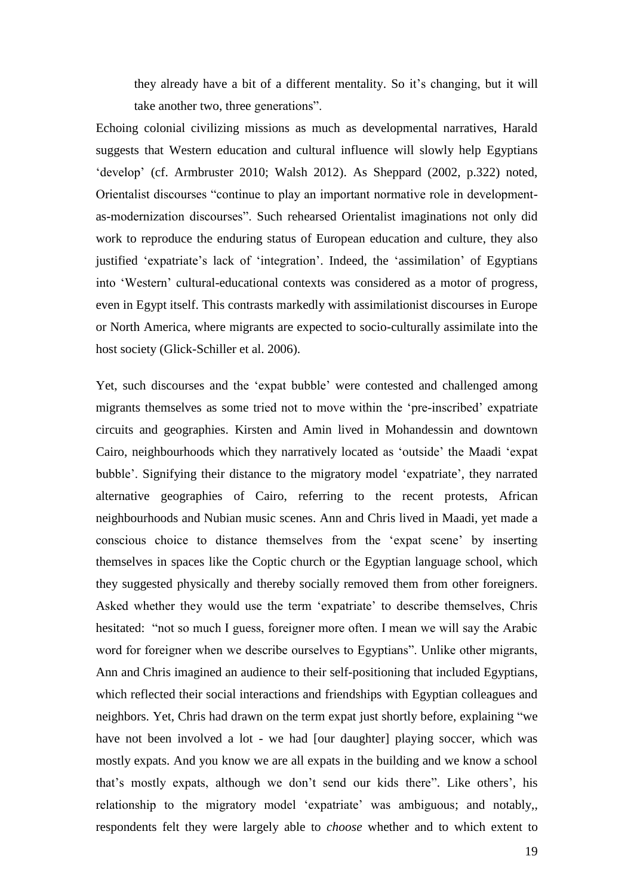> they already have a bit of a different mentality. So it's changing, but it will take another two, three generations".

Echoing colonial civilizing missions as much as developmental narratives, Harald suggests that Western education and cultural influence will slowly help Egyptians 'develop' (cf. Armbruster 2010; Walsh 2012). As Sheppard (2002, p.322) noted, Orientalist discourses "continue to play an important normative role in development-as-modernization discourses". Such rehearsed Orientalist imaginations not only did work to reproduce the enduring status of European education and culture, they also justified 'expatriate's lack of 'integration'. Indeed, the 'assimilation' of Egyptians into 'Western' cultural-educational contexts was considered as a motor of progress, even in Egypt itself. This contrasts markedly with assimilationist discourses in Europe or North America, where migrants are expected to socio-culturally assimilate into the host society (Glick-Schiller et al. 2006).

Yet, such discourses and the 'expat bubble' were contested and challenged among migrants themselves as some tried not to move within the 'pre-inscribed' expatriate circuits and geographies. Kirsten and Amin lived in Mohandessin and downtown Cairo, neighbourhoods which they narratively located as 'outside' the Maadi 'expat bubble'. Signifying their distance to the migratory model 'expatriate', they narrated alternative geographies of Cairo, referring to the recent protests, African neighbourhoods and Nubian music scenes. Ann and Chris lived in Maadi, yet made a conscious choice to distance themselves from the 'expat scene' by inserting themselves in spaces like the Coptic church or the Egyptian language school, which they suggested physically and thereby socially removed them from other foreigners. Asked whether they would use the term 'expatriate' to describe themselves, Chris hesitated: "not so much I guess, foreigner more often. I mean we will say the Arabic word for foreigner when we describe ourselves to Egyptians". Unlike other migrants, Ann and Chris imagined an audience to their self-positioning that included Egyptians, which reflected their social interactions and friendships with Egyptian colleagues and neighbors. Yet, Chris had drawn on the term expat just shortly before, explaining "we have not been involved a lot - we had [our daughter] playing soccer, which was mostly expats. And you know we are all expats in the building and we know a school that's mostly expats, although we don't send our kids there". Like others', his relationship to the migratory model 'expatriate' was ambiguous; and notably,, respondents felt they were largely able to *choose* whether and to which extent to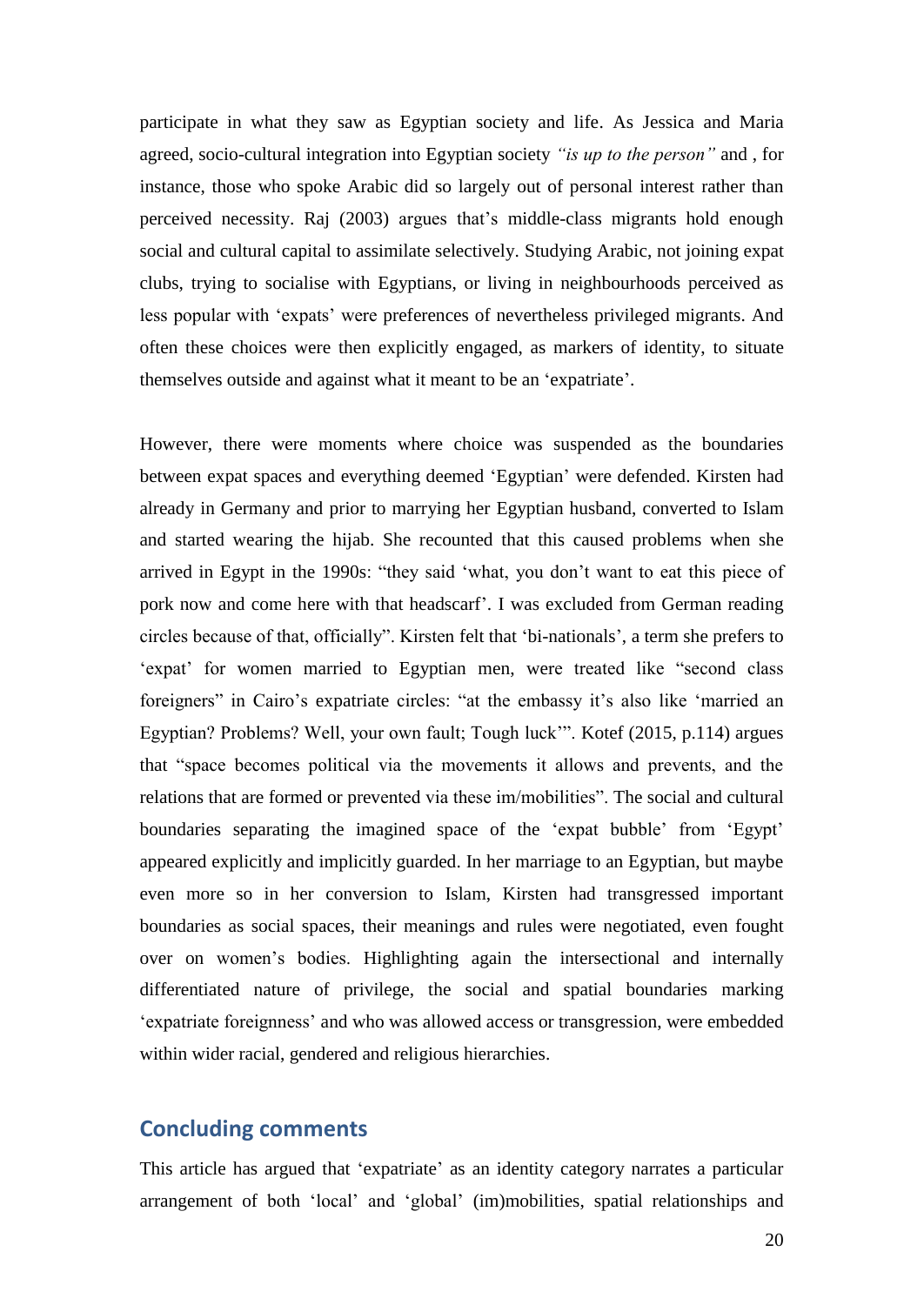participate in what they saw as Egyptian society and life. As Jessica and Maria agreed, socio-cultural integration into Egyptian society *"is up to the person"* and , for instance, those who spoke Arabic did so largely out of personal interest rather than perceived necessity. Raj (2003) argues that's middle-class migrants hold enough social and cultural capital to assimilate selectively. Studying Arabic, not joining expat clubs, trying to socialise with Egyptians, or living in neighbourhoods perceived as less popular with 'expats' were preferences of nevertheless privileged migrants. And often these choices were then explicitly engaged, as markers of identity, to situate themselves outside and against what it meant to be an 'expatriate'.

However, there were moments where choice was suspended as the boundaries between expat spaces and everything deemed 'Egyptian' were defended. Kirsten had already in Germany and prior to marrying her Egyptian husband, converted to Islam and started wearing the hijab. She recounted that this caused problems when she arrived in Egypt in the 1990s: "they said 'what, you don't want to eat this piece of pork now and come here with that headscarf'. I was excluded from German reading circles because of that, officially". Kirsten felt that 'bi-nationals', a term she prefers to 'expat' for women married to Egyptian men, were treated like "second class foreigners" in Cairo's expatriate circles: "at the embassy it's also like 'married an Egyptian? Problems? Well, your own fault; Tough luck'". Kotef (2015, p.114) argues that "space becomes political via the movements it allows and prevents, and the relations that are formed or prevented via these im/mobilities". The social and cultural boundaries separating the imagined space of the 'expat bubble' from 'Egypt' appeared explicitly and implicitly guarded. In her marriage to an Egyptian, but maybe even more so in her conversion to Islam, Kirsten had transgressed important boundaries as social spaces, their meanings and rules were negotiated, even fought over on women's bodies. Highlighting again the intersectional and internally differentiated nature of privilege, the social and spatial boundaries marking 'expatriate foreignness' and who was allowed access or transgression, were embedded within wider racial, gendered and religious hierarchies.

## Concluding comments

This article has argued that 'expatriate' as an identity category narrates a particular arrangement of both 'local' and 'global' (im)mobilities, spatial relationships and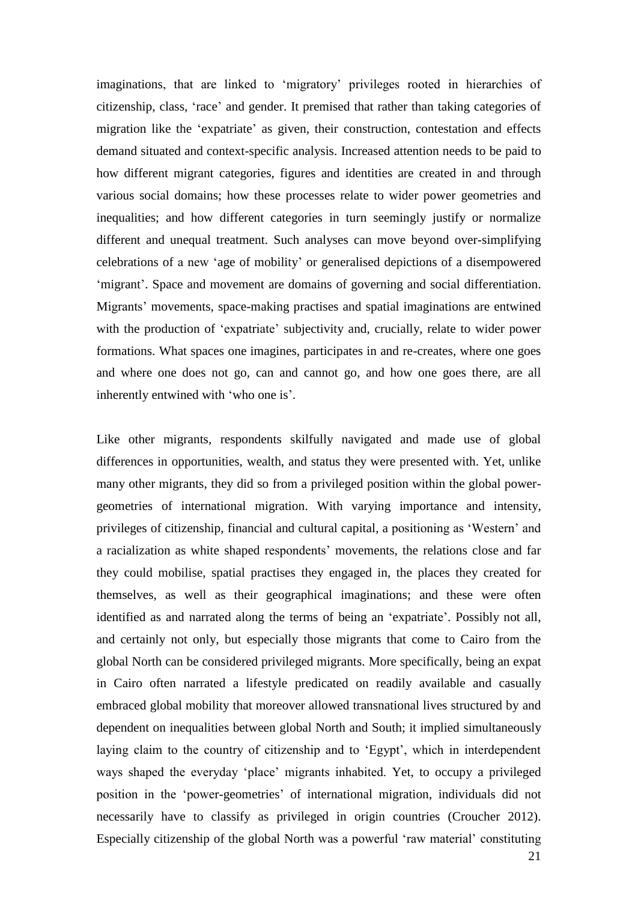imaginations, that are linked to 'migratory' privileges rooted in hierarchies of citizenship, class, 'race' and gender. It premised that rather than taking categories of migration like the 'expatriate' as given, their construction, contestation and effects demand situated and context-specific analysis. Increased attention needs to be paid to how different migrant categories, figures and identities are created in and through various social domains; how these processes relate to wider power geometries and inequalities; and how different categories in turn seemingly justify or normalize different and unequal treatment. Such analyses can move beyond over-simplifying celebrations of a new 'age of mobility' or generalised depictions of a disempowered 'migrant'. Space and movement are domains of governing and social differentiation. Migrants' movements, space-making practises and spatial imaginations are entwined with the production of 'expatriate' subjectivity and, crucially, relate to wider power formations. What spaces one imagines, participates in and re-creates, where one goes and where one does not go, can and cannot go, and how one goes there, are all inherently entwined with 'who one is'.

Like other migrants, respondents skilfully navigated and made use of global differences in opportunities, wealth, and status they were presented with. Yet, unlike many other migrants, they did so from a privileged position within the global power-geometries of international migration. With varying importance and intensity, privileges of citizenship, financial and cultural capital, a positioning as 'Western' and a racialization as white shaped respondents' movements, the relations close and far they could mobilise, spatial practises they engaged in, the places they created for themselves, as well as their geographical imaginations; and these were often identified as and narrated along the terms of being an 'expatriate'. Possibly not all, and certainly not only, but especially those migrants that come to Cairo from the global North can be considered privileged migrants. More specifically, being an expat in Cairo often narrated a lifestyle predicated on readily available and casually embraced global mobility that moreover allowed transnational lives structured by and dependent on inequalities between global North and South; it implied simultaneously laying claim to the country of citizenship and to 'Egypt', which in interdependent ways shaped the everyday 'place' migrants inhabited. Yet, to occupy a privileged position in the 'power-geometries' of international migration, individuals did not necessarily have to classify as privileged in origin countries (Croucher 2012). Especially citizenship of the global North was a powerful 'raw material' constituting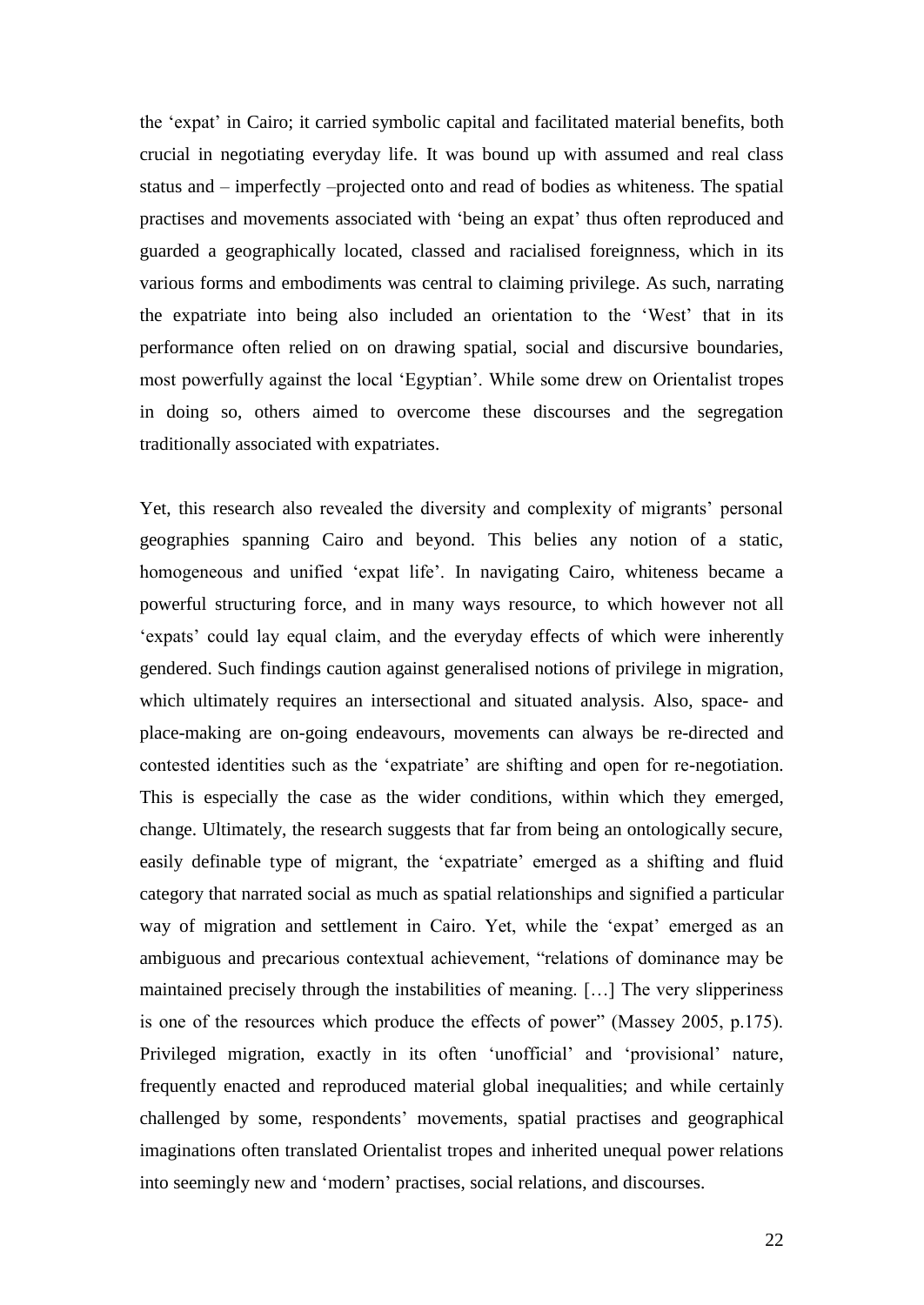the 'expat' in Cairo; it carried symbolic capital and facilitated material benefits, both crucial in negotiating everyday life. It was bound up with assumed and real class status and – imperfectly –projected onto and read of bodies as whiteness. The spatial practises and movements associated with 'being an expat' thus often reproduced and guarded a geographically located, classed and racialised foreignness, which in its various forms and embodiments was central to claiming privilege. As such, narrating the expatriate into being also included an orientation to the 'West' that in its performance often relied on on drawing spatial, social and discursive boundaries, most powerfully against the local 'Egyptian'. While some drew on Orientalist tropes in doing so, others aimed to overcome these discourses and the segregation traditionally associated with expatriates.

Yet, this research also revealed the diversity and complexity of migrants' personal geographies spanning Cairo and beyond. This belies any notion of a static, homogeneous and unified 'expat life'. In navigating Cairo, whiteness became a powerful structuring force, and in many ways resource, to which however not all 'expats' could lay equal claim, and the everyday effects of which were inherently gendered. Such findings caution against generalised notions of privilege in migration, which ultimately requires an intersectional and situated analysis. Also, space- and place-making are on-going endeavours, movements can always be re-directed and contested identities such as the 'expatriate' are shifting and open for re-negotiation. This is especially the case as the wider conditions, within which they emerged, change. Ultimately, the research suggests that far from being an ontologically secure, easily definable type of migrant, the 'expatriate' emerged as a shifting and fluid category that narrated social as much as spatial relationships and signified a particular way of migration and settlement in Cairo. Yet, while the 'expat' emerged as an ambiguous and precarious contextual achievement, "relations of dominance may be maintained precisely through the instabilities of meaning. […] The very slipperiness is one of the resources which produce the effects of power" (Massey 2005, p.175). Privileged migration, exactly in its often 'unofficial' and 'provisional' nature, frequently enacted and reproduced material global inequalities; and while certainly challenged by some, respondents' movements, spatial practises and geographical imaginations often translated Orientalist tropes and inherited unequal power relations into seemingly new and 'modern' practises, social relations, and discourses.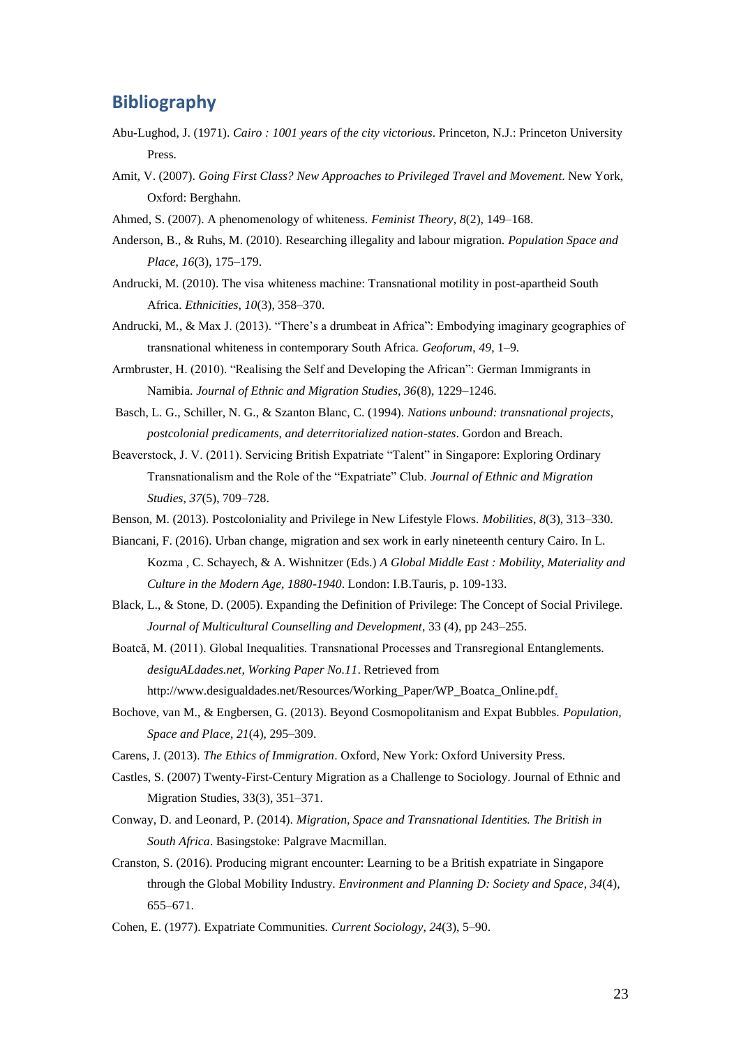## Bibliography

Abu-Lughod, J. (1971). *Cairo : 1001 years of the city victorious*. Princeton, N.J.: Princeton University Press.

Amit, V. (2007). *Going First Class? New Approaches to Privileged Travel and Movement*. New York, Oxford: Berghahn.

Ahmed, S. (2007). A phenomenology of whiteness. *Feminist Theory*, *8*(2), 149–168.

Anderson, B., & Ruhs, M. (2010). Researching illegality and labour migration. *Population Space and Place*, *16*(3), 175–179.

Andrucki, M. (2010). The visa whiteness machine: Transnational motility in post-apartheid South Africa. *Ethnicities*, *10*(3), 358–370.

Andrucki, M., & Max J. (2013). "There's a drumbeat in Africa": Embodying imaginary geographies of transnational whiteness in contemporary South Africa. *Geoforum*, *49*, 1–9.

Armbruster, H. (2010). "Realising the Self and Developing the African": German Immigrants in Namibia. *Journal of Ethnic and Migration Studies*, *36*(8), 1229–1246.

Basch, L. G., Schiller, N. G., & Szanton Blanc, C. (1994). *Nations unbound: transnational projects, postcolonial predicaments, and deterritorialized nation-states*. Gordon and Breach.

Beaverstock, J. V. (2011). Servicing British Expatriate "Talent" in Singapore: Exploring Ordinary Transnationalism and the Role of the "Expatriate" Club. *Journal of Ethnic and Migration Studies*, *37*(5), 709–728.

Benson, M. (2013). Postcoloniality and Privilege in New Lifestyle Flows. *Mobilities*, *8*(3), 313–330.

Biancani, F. (2016). Urban change, migration and sex work in early nineteenth century Cairo. In L. Kozma , C. Schayech, & A. Wishnitzer (Eds.) *A Global Middle East : Mobility, Materiality and Culture in the Modern Age, 1880-1940*. London: I.B.Tauris, p. 109-133.

Black, L., & Stone, D. (2005). Expanding the Definition of Privilege: The Concept of Social Privilege. *Journal of Multicultural Counselling and Development*, 33 (4), pp 243–255.

Boatcă, M. (2011). Global Inequalities. Transnational Processes and Transregional Entanglements. *desiguALdades.net*, *Working Paper No.11*. Retrieved from http://www.desigualdades.net/Resources/Working_Paper/WP_Boatca_Online.pdf.

Bochove, van M., & Engbersen, G. (2013). Beyond Cosmopolitanism and Expat Bubbles. *Population, Space and Place*, *21*(4), 295–309.

Carens, J. (2013). *The Ethics of Immigration*. Oxford, New York: Oxford University Press.

Castles, S. (2007) Twenty-First-Century Migration as a Challenge to Sociology. Journal of Ethnic and Migration Studies, 33(3), 351–371.

Conway, D. and Leonard, P. (2014). *Migration, Space and Transnational Identities. The British in South Africa*. Basingstoke: Palgrave Macmillan.

Cranston, S. (2016). Producing migrant encounter: Learning to be a British expatriate in Singapore through the Global Mobility Industry. *Environment and Planning D: Society and Space*, *34*(4), 655–671.

Cohen, E. (1977). Expatriate Communities. *Current Sociology*, *24*(3), 5–90.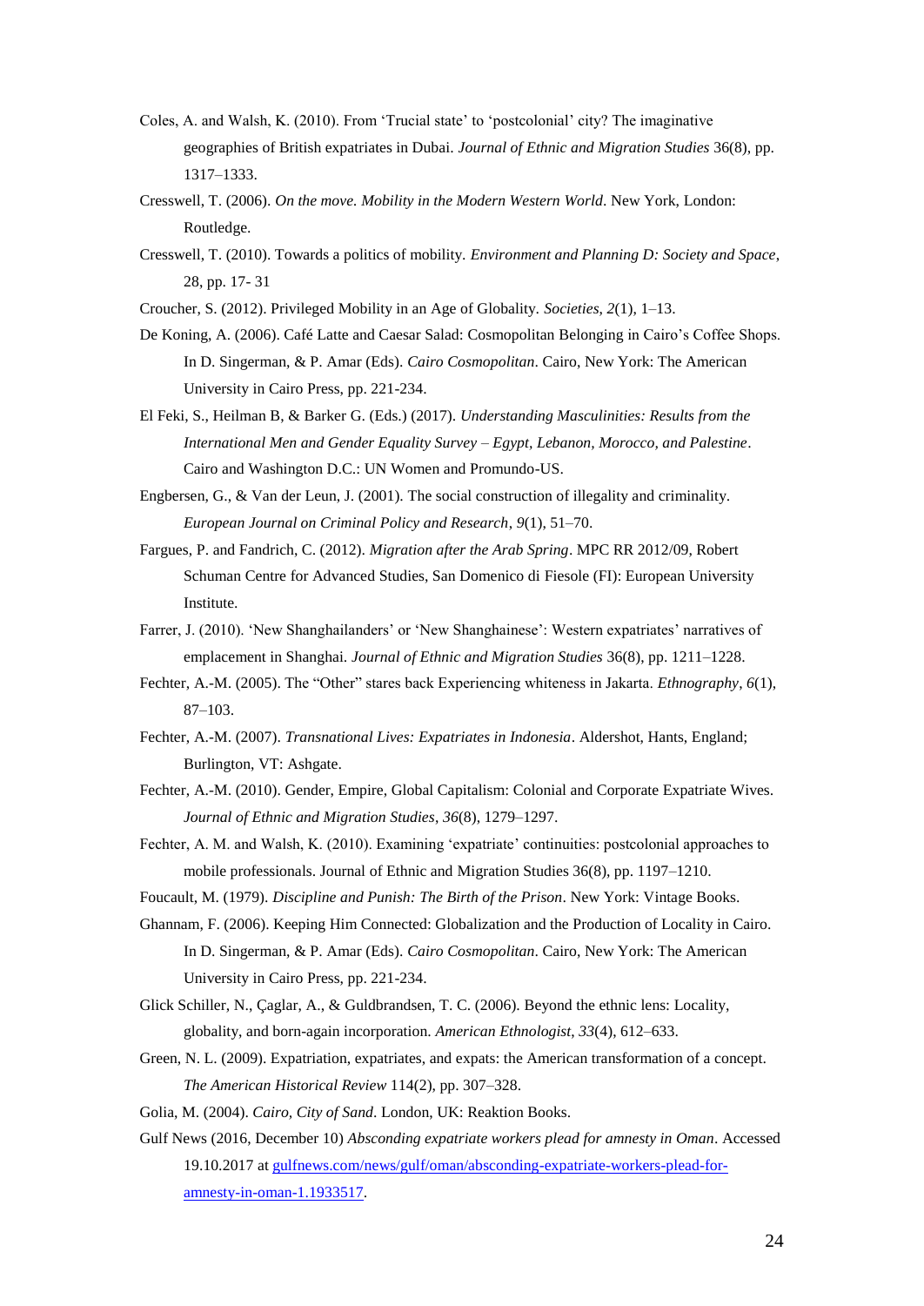Coles, A. and Walsh, K. (2010). From 'Trucial state' to 'postcolonial' city? The imaginative geographies of British expatriates in Dubai. *Journal of Ethnic and Migration Studies* 36(8), pp. 1317–1333.

Cresswell, T. (2006). *On the move. Mobility in the Modern Western World*. New York, London: Routledge.

Cresswell, T. (2010). Towards a politics of mobility. *Environment and Planning D: Society and Space,* 28, pp. 17- 31

Croucher, S. (2012). Privileged Mobility in an Age of Globality. *Societies, 2*(1), 1–13.

De Koning, A. (2006). Café Latte and Caesar Salad: Cosmopolitan Belonging in Cairo's Coffee Shops. In D. Singerman, & P. Amar (Eds). *Cairo Cosmopolitan*. Cairo, New York: The American University in Cairo Press, pp. 221-234.

El Feki, S., Heilman B, & Barker G. (Eds.) (2017). *Understanding Masculinities: Results from the International Men and Gender Equality Survey – Egypt, Lebanon, Morocco, and Palestine*. Cairo and Washington D.C.: UN Women and Promundo-US.

Engbersen, G., & Van der Leun, J. (2001). The social construction of illegality and criminality. *European Journal on Criminal Policy and Research*, *9*(1), 51–70.

Fargues, P. and Fandrich, C. (2012). *Migration after the Arab Spring*. MPC RR 2012/09, Robert Schuman Centre for Advanced Studies, San Domenico di Fiesole (FI): European University Institute.

Farrer, J. (2010). 'New Shanghailanders' or 'New Shanghainese': Western expatriates' narratives of emplacement in Shanghai. *Journal of Ethnic and Migration Studies* 36(8), pp. 1211–1228.

Fechter, A.-M. (2005). The "Other" stares back Experiencing whiteness in Jakarta. *Ethnography*, *6*(1), 87–103.

Fechter, A.-M. (2007). *Transnational Lives: Expatriates in Indonesia*. Aldershot, Hants, England; Burlington, VT: Ashgate.

Fechter, A.-M. (2010). Gender, Empire, Global Capitalism: Colonial and Corporate Expatriate Wives. *Journal of Ethnic and Migration Studies*, *36*(8), 1279–1297.

Fechter, A. M. and Walsh, K. (2010). Examining 'expatriate' continuities: postcolonial approaches to mobile professionals. Journal of Ethnic and Migration Studies 36(8), pp. 1197–1210.

Foucault, M. (1979). *Discipline and Punish: The Birth of the Prison*. New York: Vintage Books.

Ghannam, F. (2006). Keeping Him Connected: Globalization and the Production of Locality in Cairo. In D. Singerman, & P. Amar (Eds). *Cairo Cosmopolitan*. Cairo, New York: The American University in Cairo Press, pp. 221-234.

Glick Schiller, N., Çaglar, A., & Guldbrandsen, T. C. (2006). Beyond the ethnic lens: Locality, globality, and born-again incorporation. *American Ethnologist*, *33*(4), 612–633.

Green, N. L. (2009). Expatriation, expatriates, and expats: the American transformation of a concept. *The American Historical Review* 114(2), pp. 307–328.

Golia, M. (2004). *Cairo, City of Sand*. London, UK: Reaktion Books.

Gulf News (2016, December 10) *Absconding expatriate workers plead for amnesty in Oman*. Accessed 19.10.2017 at gulfnews.com/news/gulf/oman/absconding-expatriate-workers-plead-for-amnesty-in-oman-1.1933517.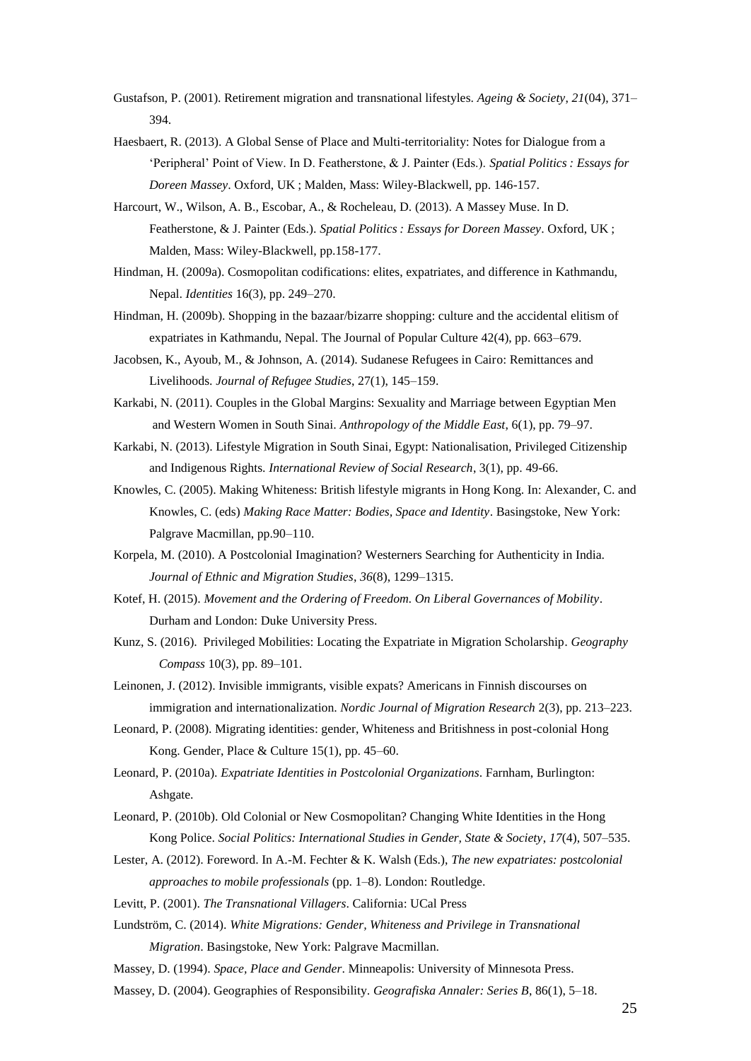Gustafson, P. (2001). Retirement migration and transnational lifestyles. *Ageing & Society*, *21*(04), 371–394.

Haesbaert, R. (2013). A Global Sense of Place and Multi-territoriality: Notes for Dialogue from a 'Peripheral' Point of View. In D. Featherstone, & J. Painter (Eds.). *Spatial Politics : Essays for Doreen Massey*. Oxford, UK ; Malden, Mass: Wiley-Blackwell, pp. 146-157.

Harcourt, W., Wilson, A. B., Escobar, A., & Rocheleau, D. (2013). A Massey Muse. In D. Featherstone, & J. Painter (Eds.). *Spatial Politics : Essays for Doreen Massey*. Oxford, UK ; Malden, Mass: Wiley-Blackwell, pp.158-177.

Hindman, H. (2009a). Cosmopolitan codifications: elites, expatriates, and difference in Kathmandu, Nepal. *Identities* 16(3), pp. 249–270.

Hindman, H. (2009b). Shopping in the bazaar/bizarre shopping: culture and the accidental elitism of expatriates in Kathmandu, Nepal. The Journal of Popular Culture 42(4), pp. 663–679.

Jacobsen, K., Ayoub, M., & Johnson, A. (2014). Sudanese Refugees in Cairo: Remittances and Livelihoods. *Journal of Refugee Studies*, 27(1), 145–159.

Karkabi, N. (2011). Couples in the Global Margins: Sexuality and Marriage between Egyptian Men and Western Women in South Sinai. *Anthropology of the Middle East*, 6(1), pp. 79–97.

Karkabi, N. (2013). Lifestyle Migration in South Sinai, Egypt: Nationalisation, Privileged Citizenship and Indigenous Rights. *International Review of Social Research*, 3(1), pp. 49-66.

Knowles, C. (2005). Making Whiteness: British lifestyle migrants in Hong Kong. In: Alexander, C. and Knowles, C. (eds) *Making Race Matter: Bodies, Space and Identity*. Basingstoke, New York: Palgrave Macmillan, pp.90–110.

Korpela, M. (2010). A Postcolonial Imagination? Westerners Searching for Authenticity in India. *Journal of Ethnic and Migration Studies*, *36*(8), 1299–1315.

Kotef, H. (2015). *Movement and the Ordering of Freedom. On Liberal Governances of Mobility*. Durham and London: Duke University Press.

Kunz, S. (2016). Privileged Mobilities: Locating the Expatriate in Migration Scholarship. *Geography Compass* 10(3), pp. 89–101.

Leinonen, J. (2012). Invisible immigrants, visible expats? Americans in Finnish discourses on immigration and internationalization. *Nordic Journal of Migration Research* 2(3), pp. 213–223.

Leonard, P. (2008). Migrating identities: gender, Whiteness and Britishness in post-colonial Hong Kong. Gender, Place & Culture 15(1), pp. 45–60.

Leonard, P. (2010a). *Expatriate Identities in Postcolonial Organizations*. Farnham, Burlington: Ashgate.

Leonard, P. (2010b). Old Colonial or New Cosmopolitan? Changing White Identities in the Hong Kong Police. *Social Politics: International Studies in Gender, State & Society*, *17*(4), 507–535.

Lester, A. (2012). Foreword. In A.-M. Fechter & K. Walsh (Eds.), *The new expatriates: postcolonial approaches to mobile professionals* (pp. 1–8). London: Routledge.

Levitt, P. (2001). *The Transnational Villagers*. California: UCal Press

Lundström, C. (2014). *White Migrations: Gender, Whiteness and Privilege in Transnational Migration*. Basingstoke, New York: Palgrave Macmillan.

Massey, D. (1994). *Space, Place and Gender*. Minneapolis: University of Minnesota Press.

Massey, D. (2004). Geographies of Responsibility. *Geografiska Annaler: Series B*, 86(1), 5–18.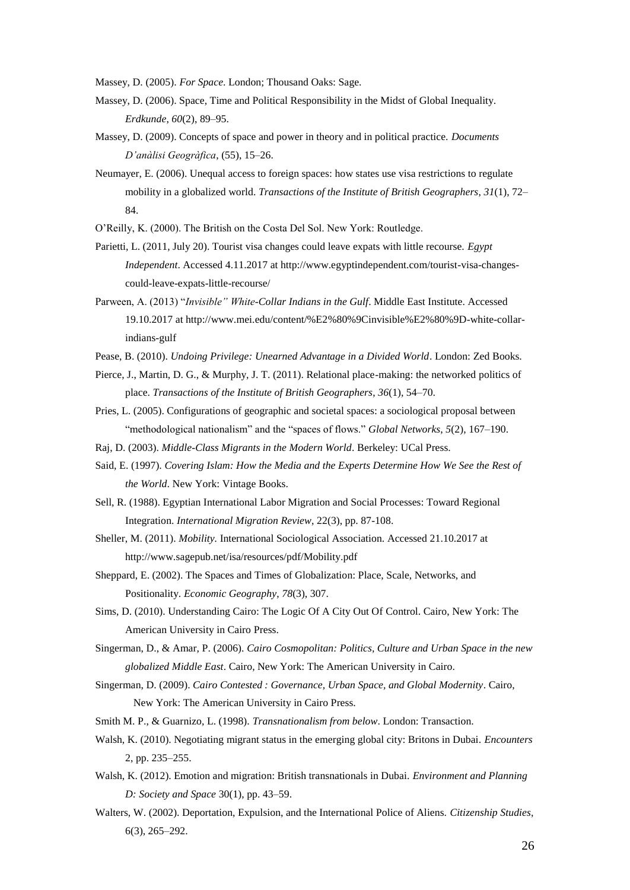Massey, D. (2005). *For Space*. London; Thousand Oaks: Sage.

Massey, D. (2006). Space, Time and Political Responsibility in the Midst of Global Inequality. *Erdkunde*, *60*(2), 89–95.

Massey, D. (2009). Concepts of space and power in theory and in political practice. *Documents D'anàlisi Geogràfica*, (55), 15–26.

Neumayer, E. (2006). Unequal access to foreign spaces: how states use visa restrictions to regulate mobility in a globalized world. *Transactions of the Institute of British Geographers*, *31*(1), 72–84.

O'Reilly, K. (2000). The British on the Costa Del Sol. New York: Routledge.

Parietti, L. (2011, July 20). Tourist visa changes could leave expats with little recourse. *Egypt Independent*. Accessed 4.11.2017 at http://www.egyptindependent.com/tourist-visa-changes-could-leave-expats-little-recourse/

Parween, A. (2013) "*Invisible" White-Collar Indians in the Gulf*. Middle East Institute. Accessed 19.10.2017 at http://www.mei.edu/content/%E2%80%9Cinvisible%E2%80%9D-white-collar-indians-gulf

Pease, B. (2010). *Undoing Privilege: Unearned Advantage in a Divided World*. London: Zed Books.

Pierce, J., Martin, D. G., & Murphy, J. T. (2011). Relational place-making: the networked politics of place. *Transactions of the Institute of British Geographers*, *36*(1), 54–70.

Pries, L. (2005). Configurations of geographic and societal spaces: a sociological proposal between "methodological nationalism" and the "spaces of flows." *Global Networks*, *5*(2), 167–190.

Raj, D. (2003). *Middle-Class Migrants in the Modern World*. Berkeley: UCal Press.

Said, E. (1997). *Covering Islam: How the Media and the Experts Determine How We See the Rest of the World*. New York: Vintage Books.

Sell, R. (1988). Egyptian International Labor Migration and Social Processes: Toward Regional Integration. *International Migration Review*, 22(3), pp. 87-108.

Sheller, M. (2011). *Mobility.* International Sociological Association. Accessed 21.10.2017 at http://www.sagepub.net/isa/resources/pdf/Mobility.pdf

Sheppard, E. (2002). The Spaces and Times of Globalization: Place, Scale, Networks, and Positionality. *Economic Geography*, *78*(3), 307.

Sims, D. (2010). Understanding Cairo: The Logic Of A City Out Of Control. Cairo, New York: The American University in Cairo Press.

Singerman, D., & Amar, P. (2006). *Cairo Cosmopolitan: Politics, Culture and Urban Space in the new globalized Middle East*. Cairo, New York: The American University in Cairo.

Singerman, D. (2009). *Cairo Contested : Governance, Urban Space, and Global Modernity*. Cairo, New York: The American University in Cairo Press.

Smith M. P., & Guarnizo, L. (1998). *Transnationalism from below*. London: Transaction.

Walsh, K. (2010). Negotiating migrant status in the emerging global city: Britons in Dubai. *Encounters* 2, pp. 235–255.

Walsh, K. (2012). Emotion and migration: British transnationals in Dubai. *Environment and Planning D: Society and Space* 30(1), pp. 43–59.

Walters, W. (2002). Deportation, Expulsion, and the International Police of Aliens. *Citizenship Studies*, 6(3), 265–292.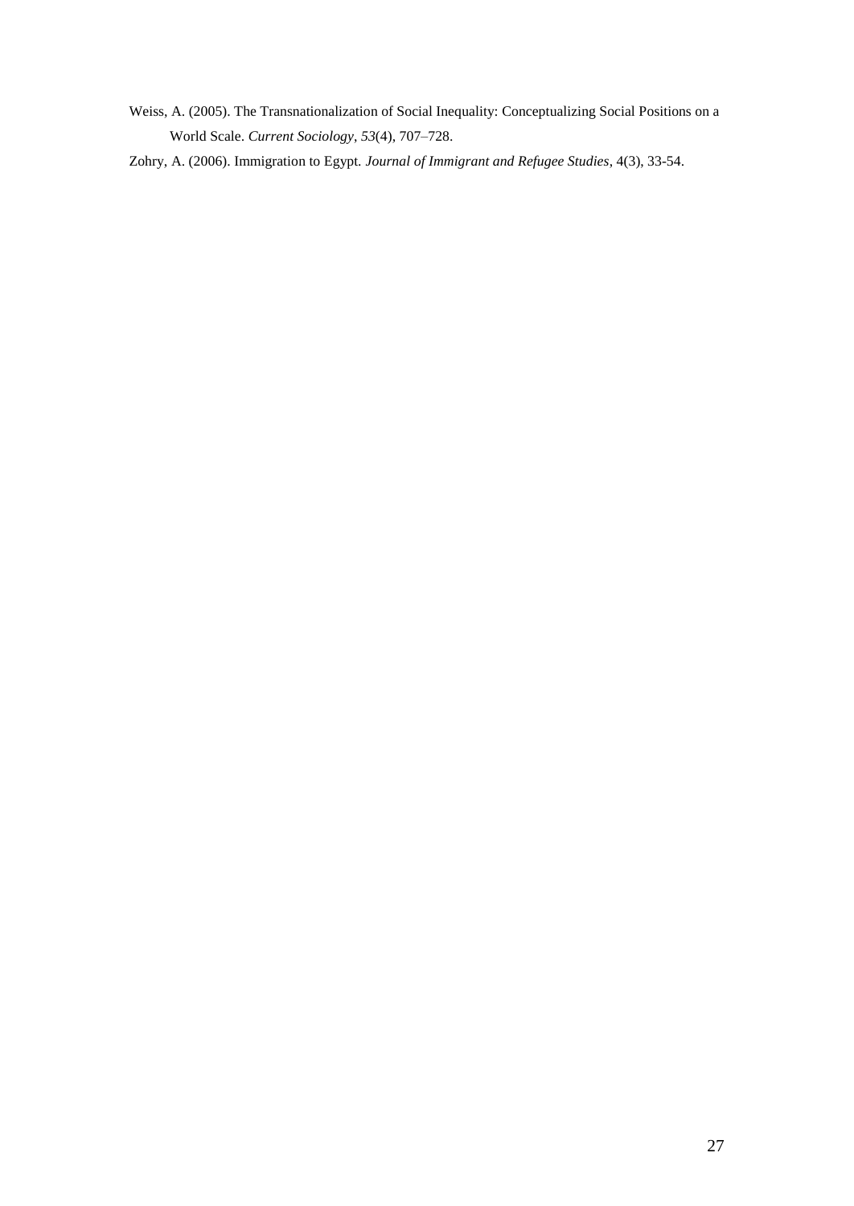Weiss, A. (2005). The Transnationalization of Social Inequality: Conceptualizing Social Positions on a World Scale. *Current Sociology*, *53*(4), 707–728.

Zohry, A. (2006). Immigration to Egypt. *Journal of Immigrant and Refugee Studies*, 4(3), 33-54.